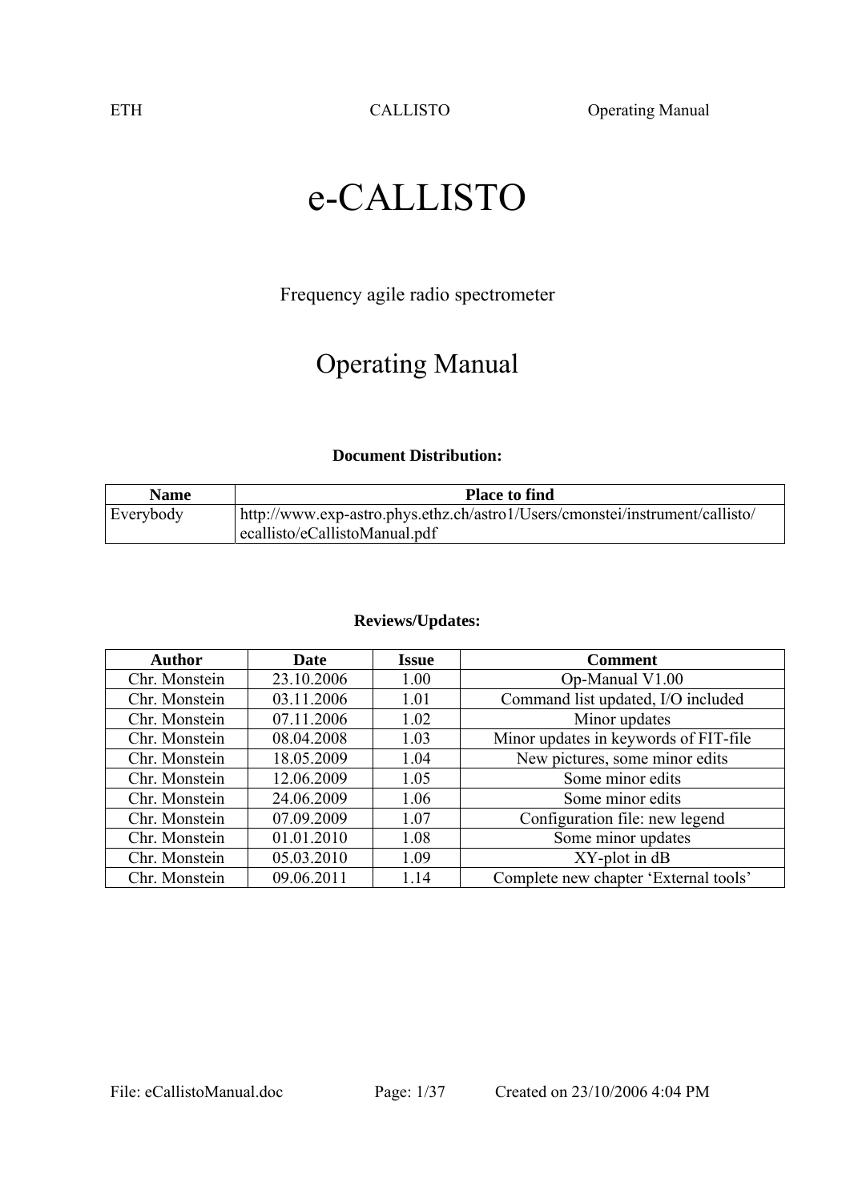# e-CALLISTO

Frequency agile radio spectrometer

## Operating Manual

**Document Distribution:**

| Name | Place to find |
| --- | --- |
| Everybody | http://www.exp-astro.phys.ethz.ch/astro1/Users/cmonstei/instrument/callisto/ecallisto/eCallistoManual.pdf |

**Reviews/Updates:**

| Author | Date | Issue | Comment |
| --- | --- | --- | --- |
| Chr. Monstein | 23.10.2006 | 1.00 | Op-Manual V1.00 |
| Chr. Monstein | 03.11.2006 | 1.01 | Command list updated, I/O included |
| Chr. Monstein | 07.11.2006 | 1.02 | Minor updates |
| Chr. Monstein | 08.04.2008 | 1.03 | Minor updates in keywords of FIT-file |
| Chr. Monstein | 18.05.2009 | 1.04 | New pictures, some minor edits |
| Chr. Monstein | 12.06.2009 | 1.05 | Some minor edits |
| Chr. Monstein | 24.06.2009 | 1.06 | Some minor edits |
| Chr. Monstein | 07.09.2009 | 1.07 | Configuration file: new legend |
| Chr. Monstein | 01.01.2010 | 1.08 | Some minor updates |
| Chr. Monstein | 05.03.2010 | 1.09 | XY-plot in dB |
| Chr. Monstein | 09.06.2011 | 1.14 | Complete new chapter 'External tools' |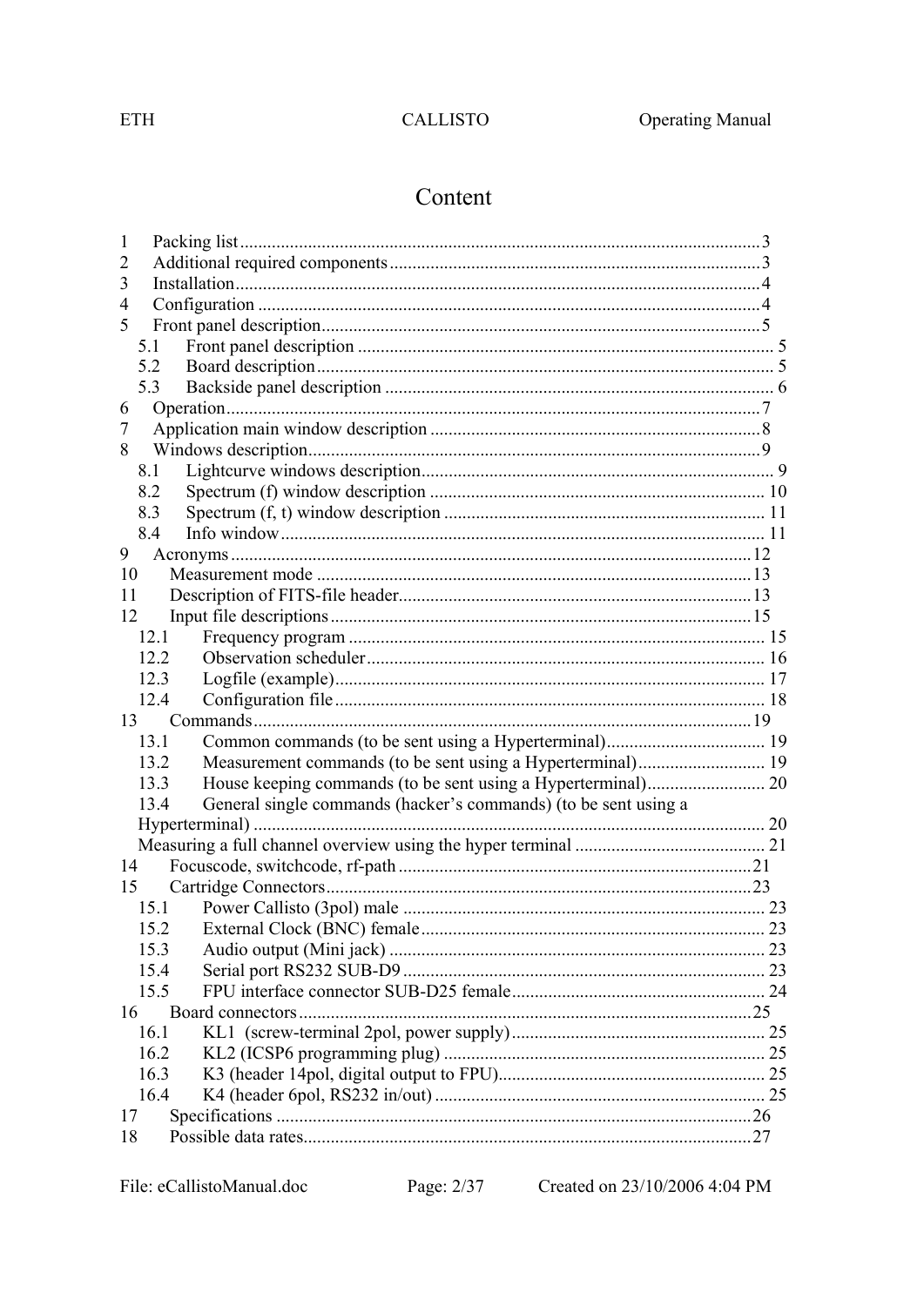# Content

1 Packing list ..... 3
2 Additional required components ..... 3
3 Installation ..... 4
4 Configuration ..... 4
5 Front panel description ..... 5
  5.1 Front panel description ..... 5
  5.2 Board description ..... 5
  5.3 Backside panel description ..... 6
6 Operation ..... 7
7 Application main window description ..... 8
8 Windows description ..... 9
  8.1 Lightcurve windows description ..... 9
  8.2 Spectrum (f) window description ..... 10
  8.3 Spectrum (f, t) window description ..... 11
  8.4 Info window ..... 11
9 Acronyms ..... 12
10 Measurement mode ..... 13
11 Description of FITS-file header ..... 13
12 Input file descriptions ..... 15
  12.1 Frequency program ..... 15
  12.2 Observation scheduler ..... 16
  12.3 Logfile (example) ..... 17
  12.4 Configuration file ..... 18
13 Commands ..... 19
  13.1 Common commands (to be sent using a Hyperterminal) ..... 19
  13.2 Measurement commands (to be sent using a Hyperterminal) ..... 19
  13.3 House keeping commands (to be sent using a Hyperterminal) ..... 20
  13.4 General single commands (hacker's commands) (to be sent using a Hyperterminal) ..... 20
  Measuring a full channel overview using the hyper terminal ..... 21
14 Focuscode, switchcode, rf-path ..... 21
15 Cartridge Connectors ..... 23
  15.1 Power Callisto (3pol) male ..... 23
  15.2 External Clock (BNC) female ..... 23
  15.3 Audio output (Mini jack) ..... 23
  15.4 Serial port RS232 SUB-D9 ..... 23
  15.5 FPU interface connector SUB-D25 female ..... 24
16 Board connectors ..... 25
  16.1 KL1 (screw-terminal 2pol, power supply) ..... 25
  16.2 KL2 (ICSP6 programming plug) ..... 25
  16.3 K3 (header 14pol, digital output to FPU) ..... 25
  16.4 K4 (header 6pol, RS232 in/out) ..... 25
17 Specifications ..... 26
18 Possible data rates ..... 27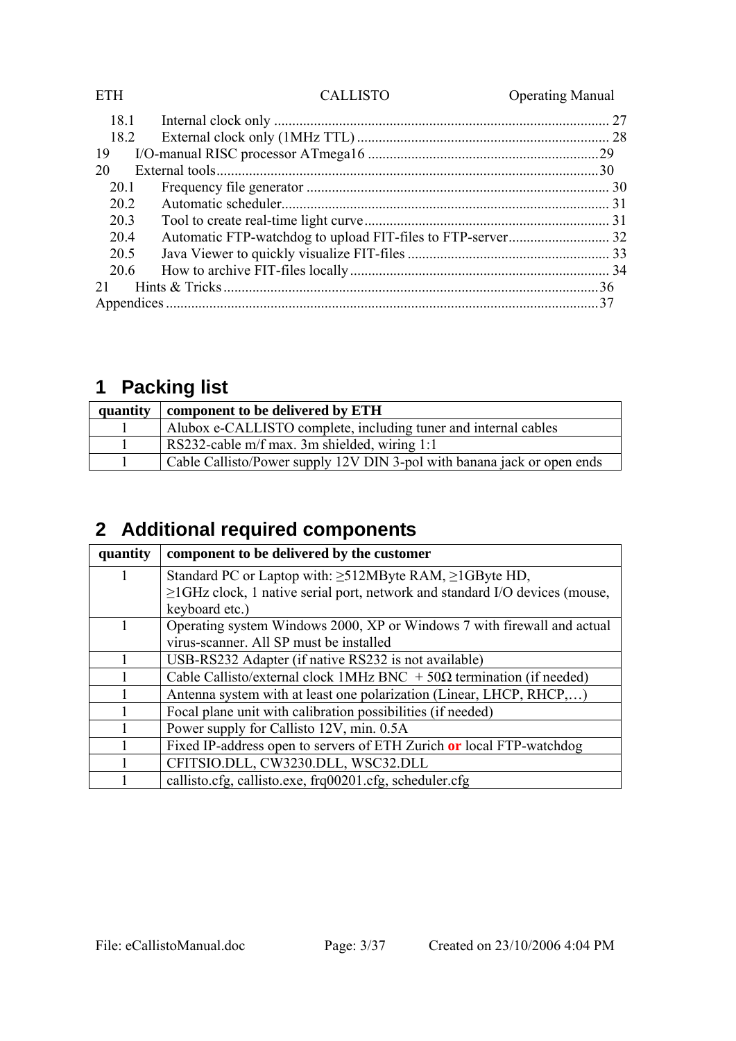18.1 Internal clock only ........................................................................................... 27
18.2 External clock only (1MHz TTL) ..................................................................... 28
19 I/O-manual RISC processor ATmega16 ...............................................................29
20 External tools........................................................................................................30
20.1 Frequency file generator .................................................................................. 30
20.2 Automatic scheduler......................................................................................... 31
20.3 Tool to create real-time light curve.................................................................. 31
20.4 Automatic FTP-watchdog to upload FIT-files to FTP-server........................... 32
20.5 Java Viewer to quickly visualize FIT-files ....................................................... 33
20.6 How to archive FIT-files locally...................................................................... 34
21 Hints & Tricks......................................................................................................36
Appendices......................................................................................................................37

# 1 Packing list

| quantity | component to be delivered by ETH |
|---|---|
| 1 | Alubox e-CALLISTO complete, including tuner and internal cables |
| 1 | RS232-cable m/f max. 3m shielded, wiring 1:1 |
| 1 | Cable Callisto/Power supply 12V DIN 3-pol with banana jack or open ends |

# 2 Additional required components

| quantity | component to be delivered by the customer |
|---|---|
| 1 | Standard PC or Laptop with: ≥512MByte RAM, ≥1GByte HD, ≥1GHz clock, 1 native serial port, network and standard I/O devices (mouse, keyboard etc.) |
| 1 | Operating system Windows 2000, XP or Windows 7 with firewall and actual virus-scanner. All SP must be installed |
| 1 | USB-RS232 Adapter (if native RS232 is not available) |
| 1 | Cable Callisto/external clock 1MHz BNC + 50Ω termination (if needed) |
| 1 | Antenna system with at least one polarization (Linear, LHCP, RHCP,…) |
| 1 | Focal plane unit with calibration possibilities (if needed) |
| 1 | Power supply for Callisto 12V, min. 0.5A |
| 1 | Fixed IP-address open to servers of ETH Zurich **or** local FTP-watchdog |
| 1 | CFITSIO.DLL, CW3230.DLL, WSC32.DLL |
| 1 | callisto.cfg, callisto.exe, frq00201.cfg, scheduler.cfg |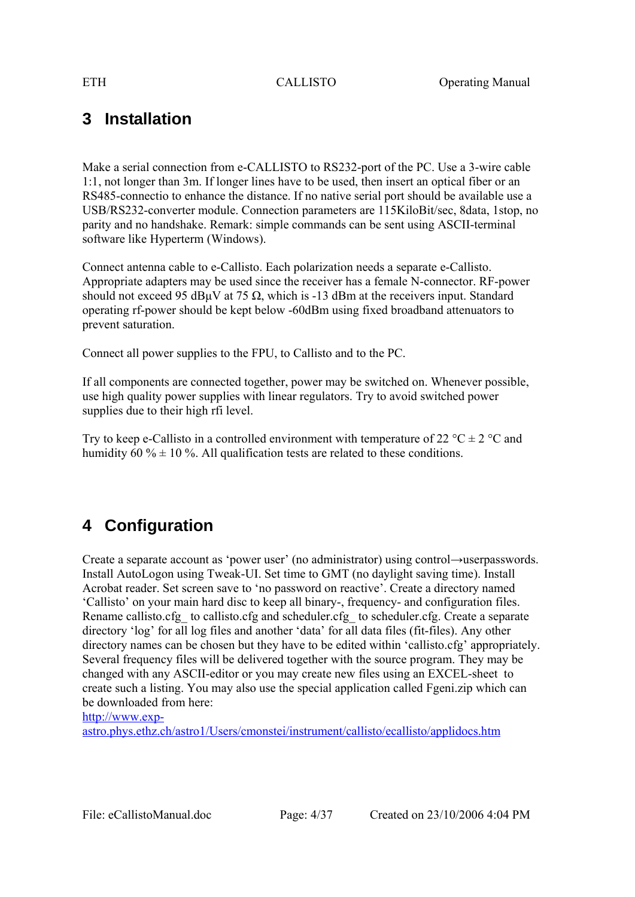# 3 Installation

Make a serial connection from e-CALLISTO to RS232-port of the PC. Use a 3-wire cable 1:1, not longer than 3m. If longer lines have to be used, then insert an optical fiber or an RS485-connectio to enhance the distance. If no native serial port should be available use a USB/RS232-converter module. Connection parameters are 115KiloBit/sec, 8data, 1stop, no parity and no handshake. Remark: simple commands can be sent using ASCII-terminal software like Hyperterm (Windows).

Connect antenna cable to e-Callisto. Each polarization needs a separate e-Callisto. Appropriate adapters may be used since the receiver has a female N-connector. RF-power should not exceed 95 dBμV at 75 Ω, which is -13 dBm at the receivers input. Standard operating rf-power should be kept below -60dBm using fixed broadband attenuators to prevent saturation.

Connect all power supplies to the FPU, to Callisto and to the PC.

If all components are connected together, power may be switched on. Whenever possible, use high quality power supplies with linear regulators. Try to avoid switched power supplies due to their high rfi level.

Try to keep e-Callisto in a controlled environment with temperature of 22 °C ± 2 °C and humidity 60 % ± 10 %. All qualification tests are related to these conditions.

# 4 Configuration

Create a separate account as 'power user' (no administrator) using control→userpasswords. Install AutoLogon using Tweak-UI. Set time to GMT (no daylight saving time). Install Acrobat reader. Set screen save to 'no password on reactive'. Create a directory named 'Callisto' on your main hard disc to keep all binary-, frequency- and configuration files. Rename callisto.cfg_ to callisto.cfg and scheduler.cfg_ to scheduler.cfg. Create a separate directory 'log' for all log files and another 'data' for all data files (fit-files). Any other directory names can be chosen but they have to be edited within 'callisto.cfg' appropriately. Several frequency files will be delivered together with the source program. They may be changed with any ASCII-editor or you may create new files using an EXCEL-sheet to create such a listing. You may also use the special application called Fgeni.zip which can be downloaded from here:
http://www.exp-astro.phys.ethz.ch/astro1/Users/cmonstei/instrument/callisto/ecallisto/applidocs.htm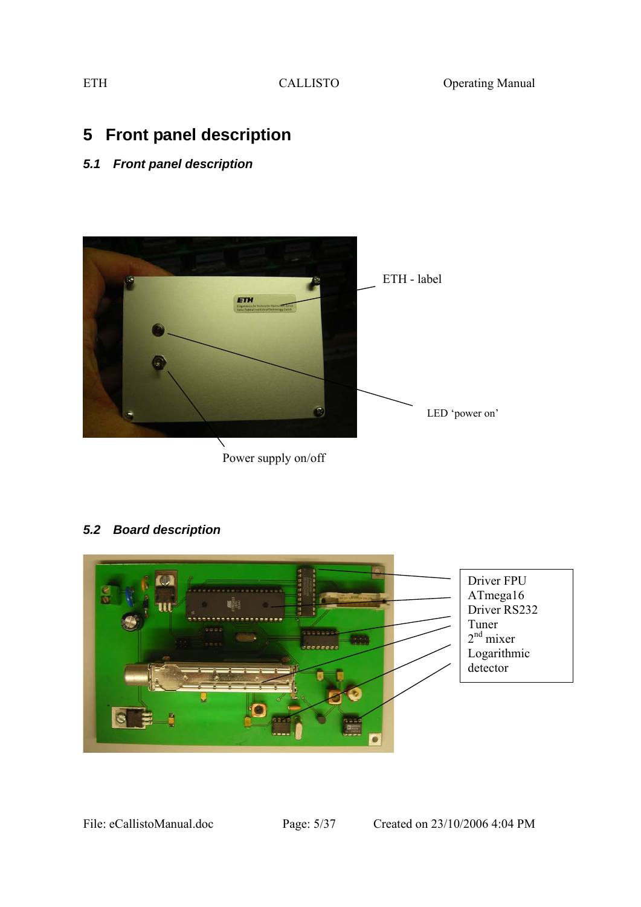# 5 Front panel description

## 5.1 Front panel description

ETH - label

LED 'power on'

Power supply on/off

## 5.2 Board description

Driver FPU
ATmega16
Driver RS232
Tuner
$2^{nd}$ mixer
Logarithmic detector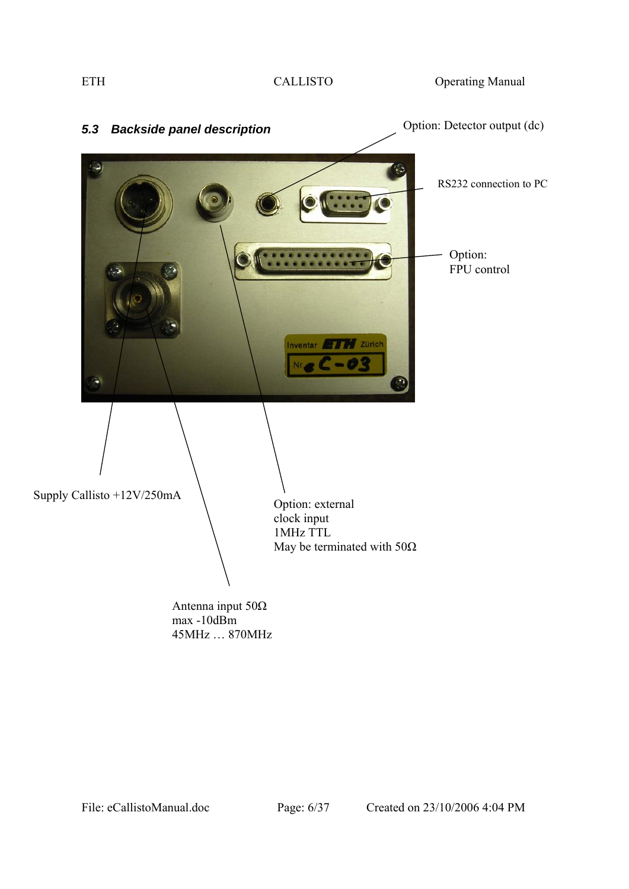### 5.3 Backside panel description

Option: Detector output (dc)

RS232 connection to PC

Option:
FPU control

Supply Callisto +12V/250mA

Option: external
clock input
1MHz TTL
May be terminated with 50Ω

Antenna input 50Ω
max -10dBm
45MHz … 870MHz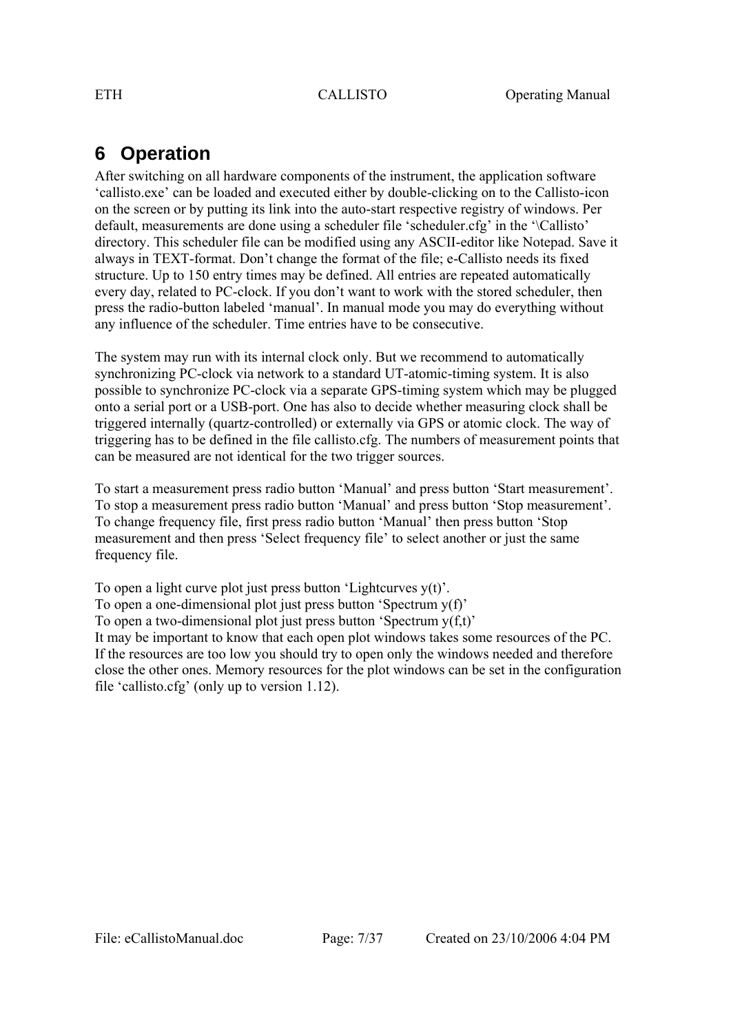# 6 Operation

After switching on all hardware components of the instrument, the application software 'callisto.exe' can be loaded and executed either by double-clicking on to the Callisto-icon on the screen or by putting its link into the auto-start respective registry of windows. Per default, measurements are done using a scheduler file 'scheduler.cfg' in the '\Callisto' directory. This scheduler file can be modified using any ASCII-editor like Notepad. Save it always in TEXT-format. Don't change the format of the file; e-Callisto needs its fixed structure. Up to 150 entry times may be defined. All entries are repeated automatically every day, related to PC-clock. If you don't want to work with the stored scheduler, then press the radio-button labeled 'manual'. In manual mode you may do everything without any influence of the scheduler. Time entries have to be consecutive.

The system may run with its internal clock only. But we recommend to automatically synchronizing PC-clock via network to a standard UT-atomic-timing system. It is also possible to synchronize PC-clock via a separate GPS-timing system which may be plugged onto a serial port or a USB-port. One has also to decide whether measuring clock shall be triggered internally (quartz-controlled) or externally via GPS or atomic clock. The way of triggering has to be defined in the file callisto.cfg. The numbers of measurement points that can be measured are not identical for the two trigger sources.

To start a measurement press radio button 'Manual' and press button 'Start measurement'.
To stop a measurement press radio button 'Manual' and press button 'Stop measurement'.
To change frequency file, first press radio button 'Manual' then press button 'Stop measurement and then press 'Select frequency file' to select another or just the same frequency file.

To open a light curve plot just press button 'Lightcurves y(t)'.
To open a one-dimensional plot just press button 'Spectrum y(f)'
To open a two-dimensional plot just press button 'Spectrum y(f,t)'
It may be important to know that each open plot windows takes some resources of the PC. If the resources are too low you should try to open only the windows needed and therefore close the other ones. Memory resources for the plot windows can be set in the configuration file 'callisto.cfg' (only up to version 1.12).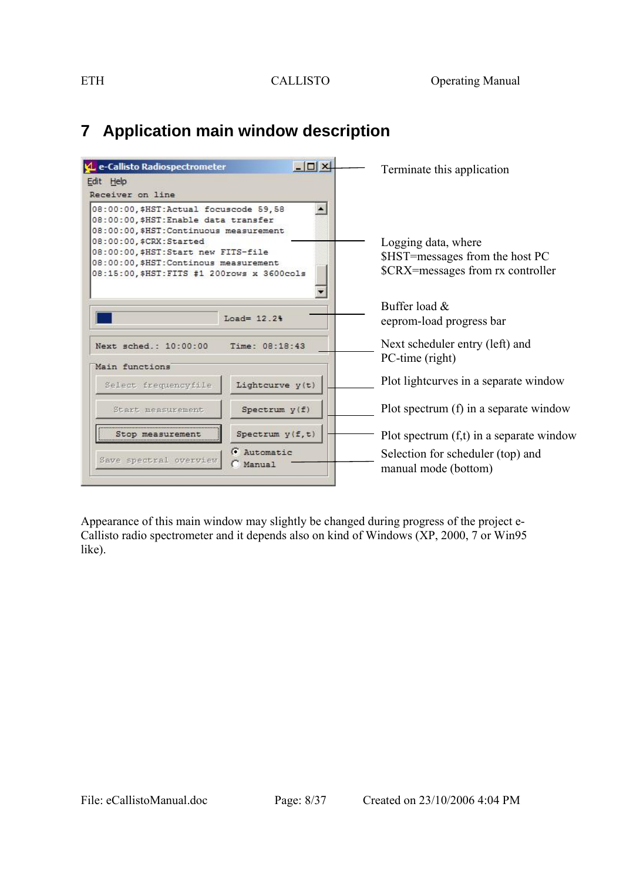# 7 Application main window description

e-Callisto Radiospectrometer

Edit Help

Receiver on line

```
08:00:00,$HST:Actual focuscode 59,58
08:00:00,$HST:Enable data transfer
08:00:00,$HST:Continuous measurement
08:00:00,$CRX:Started
08:00:00,$HST:Start new FITS-file
08:00:00,$HST:Continous measurement
08:15:00,$HST:FITS #1 200rows x 3600cols
```

Load= 12.2%

Next sched.: 10:00:00 Time: 08:18:43

Main functions

Select frequencyfile

Start measurement

Stop measurement

Save spectral overview

Lightcurve y(t)

Spectrum y(f)

Spectrum y(f,t)

Automatic

Manual

Terminate this application

Logging data, where
$HST=messages from the host PC
$CRX=messages from rx controller

Buffer load &
eeprom-load progress bar

Next scheduler entry (left) and
PC-time (right)

Plot lightcurves in a separate window

Plot spectrum (f) in a separate window

Plot spectrum (f,t) in a separate window

Selection for scheduler (top) and
manual mode (bottom)

Appearance of this main window may slightly be changed during progress of the project e-Callisto radio spectrometer and it depends also on kind of Windows (XP, 2000, 7 or Win95 like).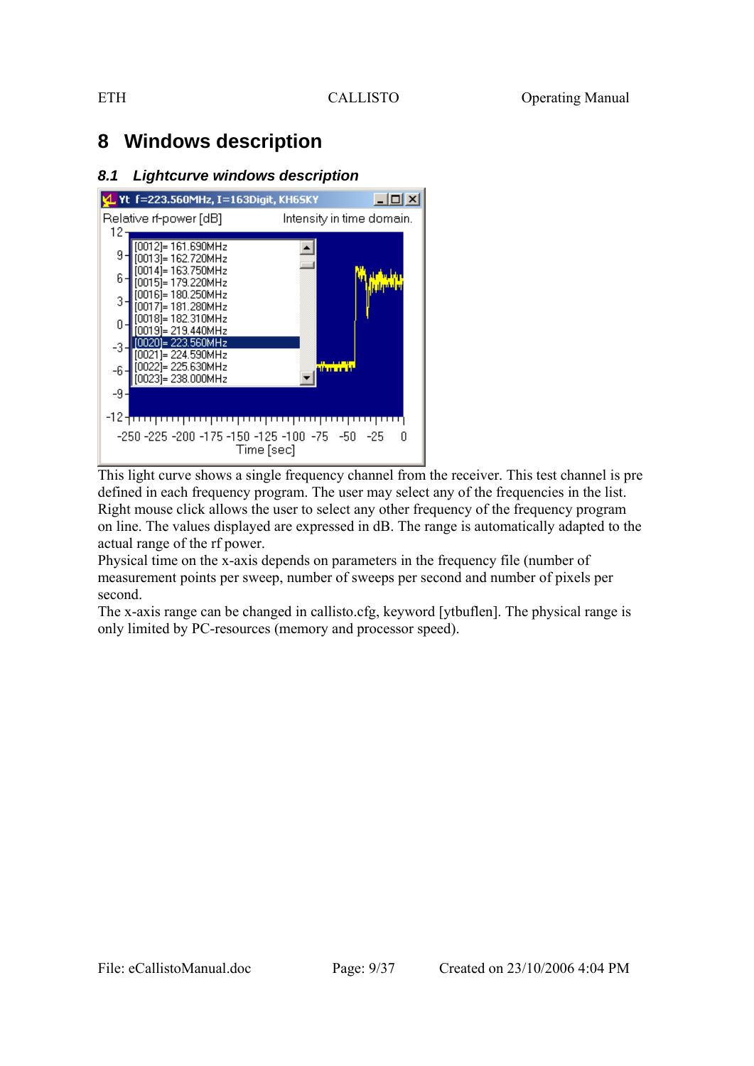# 8 Windows description

## 8.1 Lightcurve windows description

Yt f=223.560MHz, I=163Digit, KH6SKY

Relative rf-power [dB]

Intensity in time domain.

12
9
6
3
0
-3
-6
-9
-12

[0012]= 161.690MHz
[0013]= 162.720MHz
[0014]= 163.750MHz
[0015]= 179.220MHz
[0016]= 180.250MHz
[0017]= 181.280MHz
[0018]= 182.310MHz
[0019]= 219.440MHz
[0020]= 223.560MHz
[0021]= 224.590MHz
[0022]= 225.630MHz
[0023]= 238.000MHz

-250 -225 -200 -175 -150 -125 -100 -75 -50 -25 0

Time [sec]

This light curve shows a single frequency channel from the receiver. This test channel is pre defined in each frequency program. The user may select any of the frequencies in the list. Right mouse click allows the user to select any other frequency of the frequency program on line. The values displayed are expressed in dB. The range is automatically adapted to the actual range of the rf power.

Physical time on the x-axis depends on parameters in the frequency file (number of measurement points per sweep, number of sweeps per second and number of pixels per second.

The x-axis range can be changed in callisto.cfg, keyword [ytbuflen]. The physical range is only limited by PC-resources (memory and processor speed).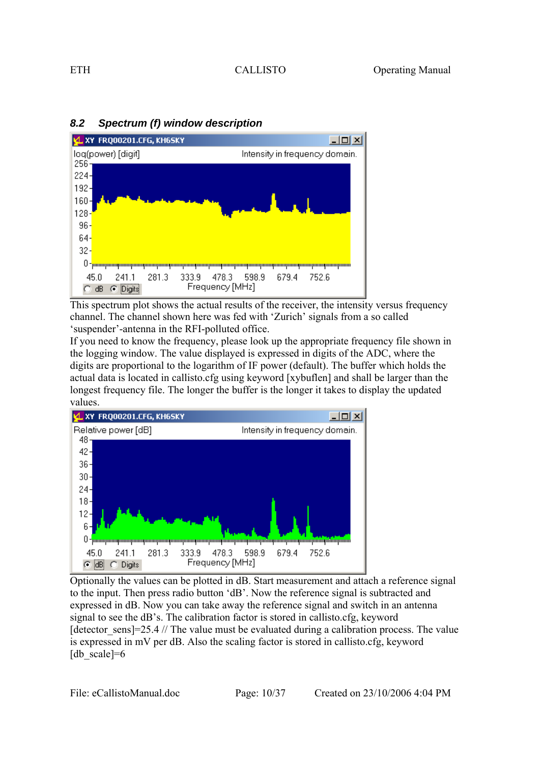## 8.2 Spectrum (f) window description

XY FRQ00201.CFG, KH6SKY

log(power) [digit]

Intensity in frequency domain.

256
224
192
160
128
96
64
32
0

45.0 241.1 281.3 333.9 478.3 598.9 679.4 752.6

dB Digits

Frequency [MHz]

This spectrum plot shows the actual results of the receiver, the intensity versus frequency channel. The channel shown here was fed with 'Zurich' signals from a so called 'suspender'-antenna in the RFI-polluted office.
If you need to know the frequency, please look up the appropriate frequency file shown in the logging window. The value displayed is expressed in digits of the ADC, where the digits are proportional to the logarithm of IF power (default). The buffer which holds the actual data is located in callisto.cfg using keyword [xybuflen] and shall be larger than the longest frequency file. The longer the buffer is the longer it takes to display the updated values.

XY FRQ00201.CFG, KH6SKY

Relative power [dB]

Intensity in frequency domain.

48
42
36
30
24
18
12
6
0

45.0 241.1 281.3 333.9 478.3 598.9 679.4 752.6

dB Digits

Frequency [MHz]

Optionally the values can be plotted in dB. Start measurement and attach a reference signal to the input. Then press radio button 'dB'. Now the reference signal is subtracted and expressed in dB. Now you can take away the reference signal and switch in an antenna signal to see the dB's. The calibration factor is stored in callisto.cfg, keyword [detector_sens]=25.4 // The value must be evaluated during a calibration process. The value is expressed in mV per dB. Also the scaling factor is stored in callisto.cfg, keyword [db_scale]=6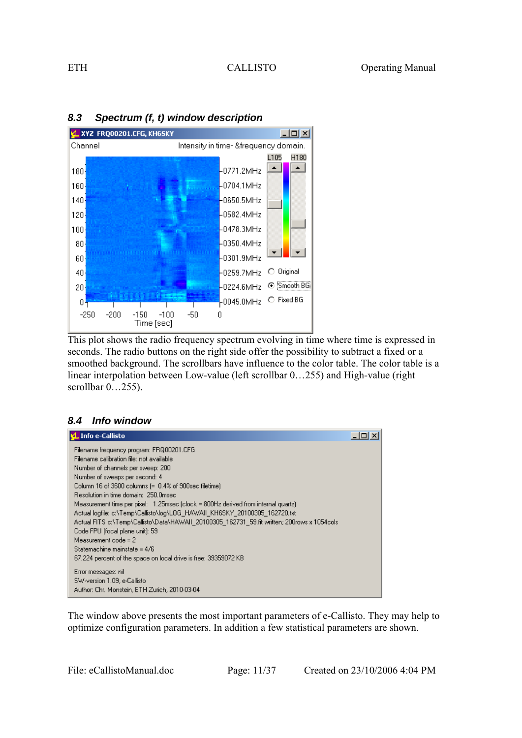## 8.3 Spectrum (f, t) window description

XYZ FRQ00201.CFG, KH6SKY

Channel

Intensity in time- &frequency domain.

L105 H180

180
160
140
120
100
80
60
40
20
0

0771.2MHz
0704.1MHz
0650.5MHz
0582.4MHz
0478.3MHz
0350.4MHz
0301.9MHz
0259.7MHz
0224.6MHz
0045.0MHz

-250 -200 -150 -100 -50 0

Time [sec]

Original
Smooth BG
Fixed BG

This plot shows the radio frequency spectrum evolving in time where time is expressed in seconds. The radio buttons on the right side offer the possibility to subtract a fixed or a smoothed background. The scrollbars have influence to the color table. The color table is a linear interpolation between Low-value (left scrollbar 0…255) and High-value (right scrollbar 0…255).

## 8.4 Info window

Info e-Callisto

Filename frequency program: FRQ00201.CFG
Filename calibration file: not available
Number of channels per sweep: 200
Number of sweeps per second: 4
Column 16 of 3600 columns (= 0.4% of 900sec filetime)
Resolution in time domain: 250.0msec
Measurement time per pixel: 1.25msec (clock = 800Hz derived from internal quartz)
Actual logfile: c:\Temp\Callisto\log\LOG_HAWAII_KH6SKY_20100305_162720.txt
Actual FITS c:\Temp\Callisto\Data\HAWAII_20100305_162731_59.fit written; 200rows x 1054cols
Code FPU (focal plane unit): 59
Measurement code = 2
Statemachine mainstate = 4/6
67.224 percent of the space on local drive is free: 39359072 KB

Error messages: nil
SW-version 1.09, e-Callisto
Author: Chr. Monstein, ETH Zurich, 2010-03-04

The window above presents the most important parameters of e-Callisto. They may help to optimize configuration parameters. In addition a few statistical parameters are shown.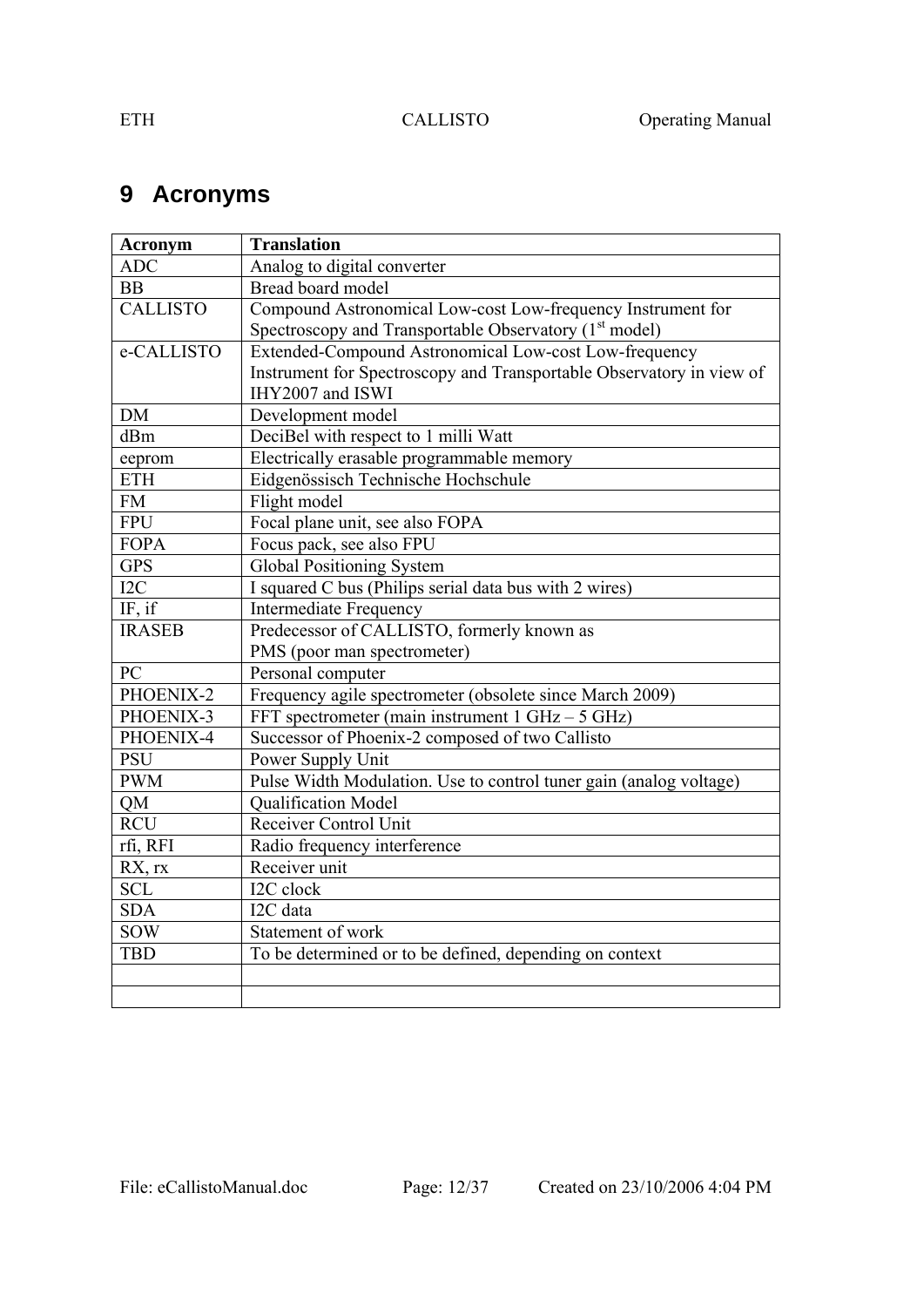# 9 Acronyms

| Acronym | Translation |
|---|---|
| ADC | Analog to digital converter |
| BB | Bread board model |
| CALLISTO | Compound Astronomical Low-cost Low-frequency Instrument for Spectroscopy and Transportable Observatory (1st model) |
| e-CALLISTO | Extended-Compound Astronomical Low-cost Low-frequency Instrument for Spectroscopy and Transportable Observatory in view of IHY2007 and ISWI |
| DM | Development model |
| dBm | DeciBel with respect to 1 milli Watt |
| eeprom | Electrically erasable programmable memory |
| ETH | Eidgenössisch Technische Hochschule |
| FM | Flight model |
| FPU | Focal plane unit, see also FOPA |
| FOPA | Focus pack, see also FPU |
| GPS | Global Positioning System |
| I2C | I squared C bus (Philips serial data bus with 2 wires) |
| IF, if | Intermediate Frequency |
| IRASEB | Predecessor of CALLISTO, formerly known as PMS (poor man spectrometer) |
| PC | Personal computer |
| PHOENIX-2 | Frequency agile spectrometer (obsolete since March 2009) |
| PHOENIX-3 | FFT spectrometer (main instrument 1 GHz – 5 GHz) |
| PHOENIX-4 | Successor of Phoenix-2 composed of two Callisto |
| PSU | Power Supply Unit |
| PWM | Pulse Width Modulation. Use to control tuner gain (analog voltage) |
| QM | Qualification Model |
| RCU | Receiver Control Unit |
| rfi, RFI | Radio frequency interference |
| RX, rx | Receiver unit |
| SCL | I2C clock |
| SDA | I2C data |
| SOW | Statement of work |
| TBD | To be determined or to be defined, depending on context |
| | |
| | |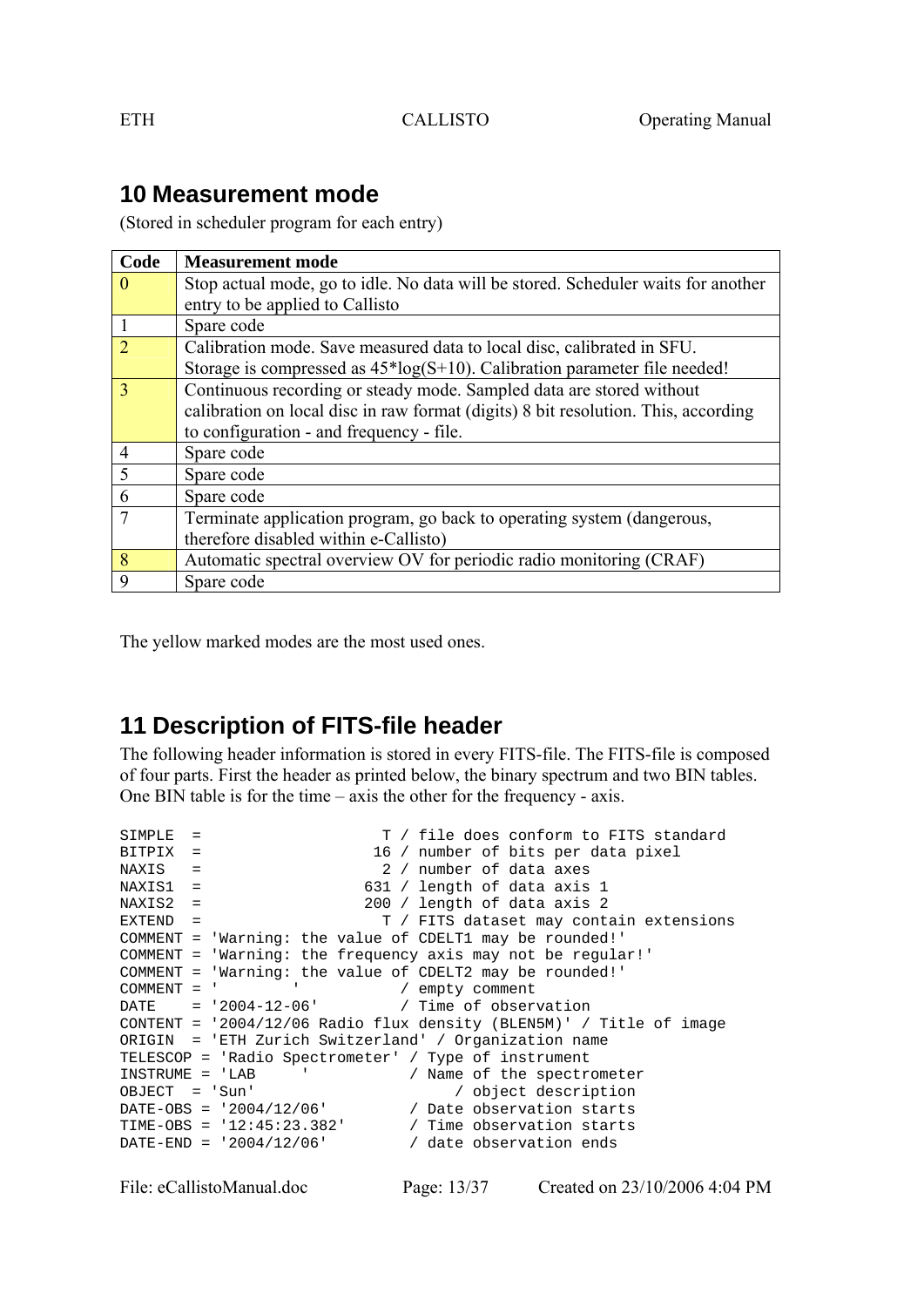## 10 Measurement mode

(Stored in scheduler program for each entry)

| Code | Measurement mode |
|---|---|
| 0 | Stop actual mode, go to idle. No data will be stored. Scheduler waits for another entry to be applied to Callisto |
| 1 | Spare code |
| 2 | Calibration mode. Save measured data to local disc, calibrated in SFU. Storage is compressed as 45*log(S+10). Calibration parameter file needed! |
| 3 | Continuous recording or steady mode. Sampled data are stored without calibration on local disc in raw format (digits) 8 bit resolution. This, according to configuration - and frequency - file. |
| 4 | Spare code |
| 5 | Spare code |
| 6 | Spare code |
| 7 | Terminate application program, go back to operating system (dangerous, therefore disabled within e-Callisto) |
| 8 | Automatic spectral overview OV for periodic radio monitoring (CRAF) |
| 9 | Spare code |

The yellow marked modes are the most used ones.

## 11 Description of FITS-file header

The following header information is stored in every FITS-file. The FITS-file is composed of four parts. First the header as printed below, the binary spectrum and two BIN tables. One BIN table is for the time – axis the other for the frequency - axis.

```
SIMPLE  =                    T / file does conform to FITS standard
BITPIX  =                   16 / number of bits per data pixel
NAXIS   =                    2 / number of data axes
NAXIS1  =                  631 / length of data axis 1
NAXIS2  =                  200 / length of data axis 2
EXTEND  =                    T / FITS dataset may contain extensions
COMMENT = 'Warning: the value of CDELT1 may be rounded!'
COMMENT = 'Warning: the frequency axis may not be regular!'
COMMENT = 'Warning: the value of CDELT2 may be rounded!'
COMMENT = '        '           / empty comment
DATE    = '2004-12-06'         / Time of observation
CONTENT = '2004/12/06 Radio flux density (BLEN5M)' / Title of image
ORIGIN  = 'ETH Zurich Switzerland' / Organization name
TELESCOP = 'Radio Spectrometer' / Type of instrument
INSTRUME = 'LAB     '           / Name of the spectrometer
OBJECT  = 'Sun'                      / object description
DATE-OBS = '2004/12/06'         / Date observation starts
TIME-OBS = '12:45:23.382'       / Time observation starts
DATE-END = '2004/12/06'         / date observation ends
```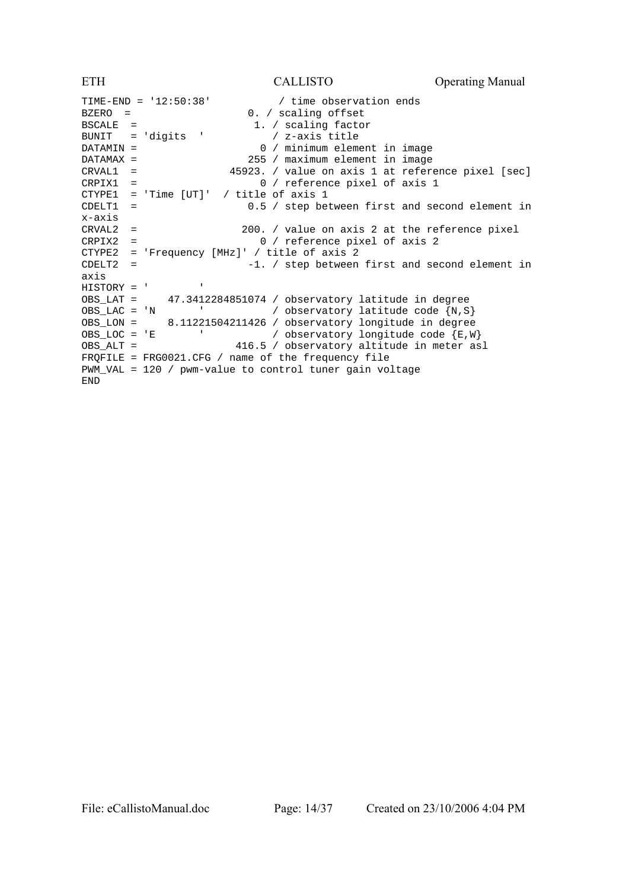```
TIME-END = '12:50:38'          / time observation ends
BZERO  =                  0. / scaling offset
BSCALE  =                  1. / scaling factor
BUNIT   = 'digits  '          / z-axis title
DATAMIN =                   0 / minimum element in image
DATAMAX =                 255 / maximum element in image
CRVAL1  =              45923. / value on axis 1 at reference pixel [sec]
CRPIX1  =                   0 / reference pixel of axis 1
CTYPE1  = 'Time [UT]'  / title of axis 1
CDELT1  =                 0.5 / step between first and second element in
x-axis
CRVAL2  =                200. / value on axis 2 at the reference pixel
CRPIX2  =                   0 / reference pixel of axis 2
CTYPE2  = 'Frequency [MHz]' / title of axis 2
CDELT2  =                 -1. / step between first and second element in
axis
HISTORY = '        '
OBS_LAT =     47.3412284851074 / observatory latitude in degree
OBS_LAC = 'N       '          / observatory latitude code {N,S}
OBS_LON =     8.11221504211426 / observatory longitude in degree
OBS_LOC = 'E       '          / observatory longitude code {E,W}
OBS_ALT =                416.5 / observatory altitude in meter asl
FRQFILE = FRG0021.CFG / name of the frequency file
PWM_VAL = 120 / pwm-value to control tuner gain voltage
END
```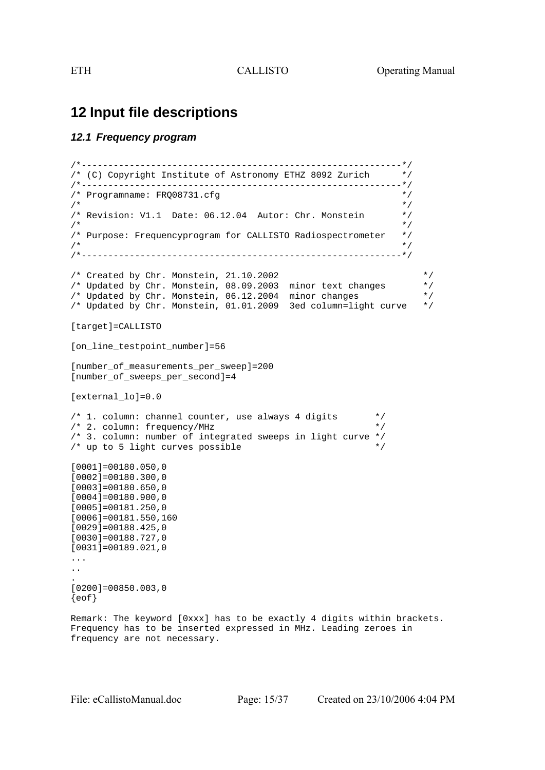# 12 Input file descriptions

## 12.1 Frequency program

```
/*------------------------------------------------------------*/
/* (C) Copyright Institute of Astronomy ETHZ 8092 Zurich      */
/*------------------------------------------------------------*/
/* Programname: FRQ08731.cfg                                  */
/*                                                            */
/* Revision: V1.1  Date: 06.12.04  Autor: Chr. Monstein       */
/*                                                            */
/* Purpose: Frequencyprogram for CALLISTO Radiospectrometer   */
/*                                                            */
/*------------------------------------------------------------*/

/* Created by Chr. Monstein, 21.10.2002                           */
/* Updated by Chr. Monstein, 08.09.2003  minor text changes       */
/* Updated by Chr. Monstein, 06.12.2004  minor changes            */
/* Updated by Chr. Monstein, 01.01.2009  3ed column=light curve   */

[target]=CALLISTO

[on_line_testpoint_number]=56

[number_of_measurements_per_sweep]=200
[number_of_sweeps_per_second]=4

[external_lo]=0.0

/* 1. column: channel counter, use always 4 digits       */
/* 2. column: frequency/MHz                              */
/* 3. column: number of integrated sweeps in light curve */
/* up to 5 light curves possible                         */

[0001]=00180.050,0
[0002]=00180.300,0
[0003]=00180.650,0
[0004]=00180.900,0
[0005]=00181.250,0
[0006]=00181.550,160
[0029]=00188.425,0
[0030]=00188.727,0
[0031]=00189.021,0
...
..
.
[0200]=00850.003,0
{eof}

Remark: The keyword [0xxx] has to be exactly 4 digits within brackets.
Frequency has to be inserted expressed in MHz. Leading zeroes in
frequency are not necessary.
```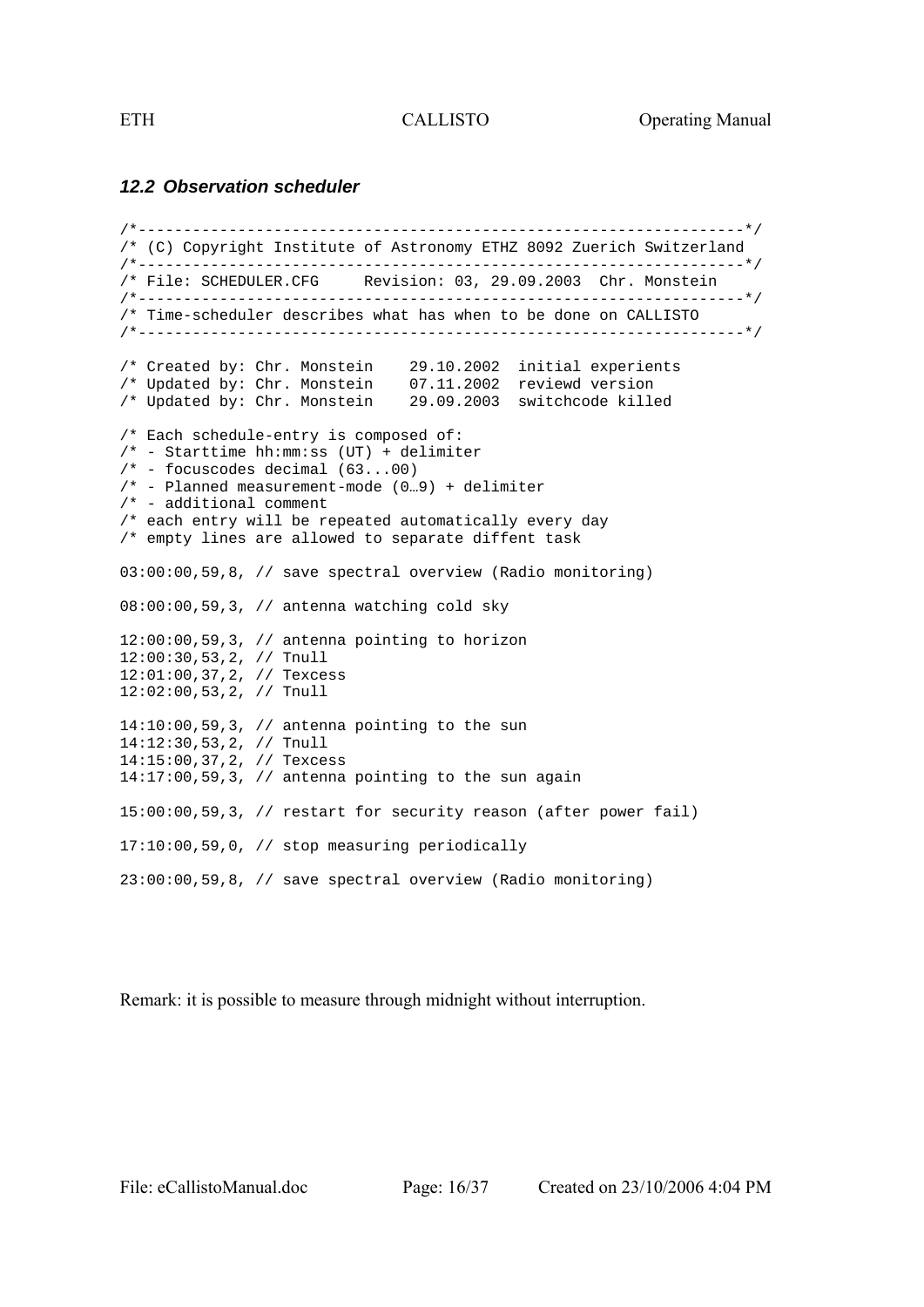### *12.2 Observation scheduler*

```
/*------------------------------------------------------------------*/
/* (C) Copyright Institute of Astronomy ETHZ 8092 Zuerich Switzerland
/*------------------------------------------------------------------*/
/* File: SCHEDULER.CFG     Revision: 03, 29.09.2003  Chr. Monstein
/*------------------------------------------------------------------*/
/* Time-scheduler describes what has when to be done on CALLISTO
/*------------------------------------------------------------------*/

/* Created by: Chr. Monstein    29.10.2002  initial experients
/* Updated by: Chr. Monstein    07.11.2002  reviewd version
/* Updated by: Chr. Monstein    29.09.2003  switchcode killed

/* Each schedule-entry is composed of:
/* - Starttime hh:mm:ss (UT) + delimiter
/* - focuscodes decimal (63...00)
/* - Planned measurement-mode (0…9) + delimiter
/* - additional comment
/* each entry will be repeated automatically every day
/* empty lines are allowed to separate diffent task

03:00:00,59,8, // save spectral overview (Radio monitoring)

08:00:00,59,3, // antenna watching cold sky

12:00:00,59,3, // antenna pointing to horizon
12:00:30,53,2, // Tnull
12:01:00,37,2, // Texcess
12:02:00,53,2, // Tnull

14:10:00,59,3, // antenna pointing to the sun
14:12:30,53,2, // Tnull
14:15:00,37,2, // Texcess
14:17:00,59,3, // antenna pointing to the sun again

15:00:00,59,3, // restart for security reason (after power fail)

17:10:00,59,0, // stop measuring periodically

23:00:00,59,8, // save spectral overview (Radio monitoring)
```

Remark: it is possible to measure through midnight without interruption.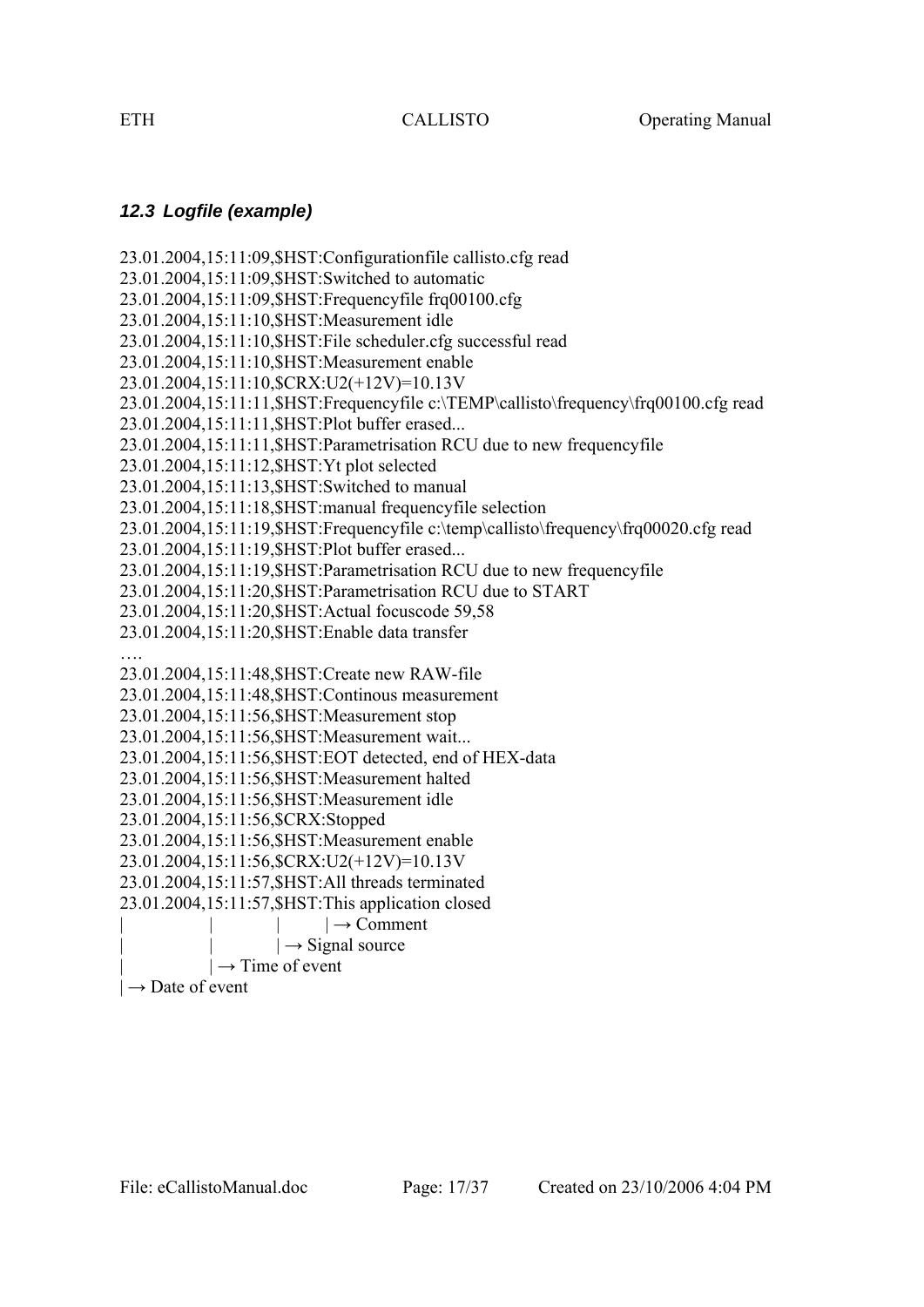### *12.3 Logfile (example)*

```
23.01.2004,15:11:09,$HST:Configurationfile callisto.cfg read
23.01.2004,15:11:09,$HST:Switched to automatic
23.01.2004,15:11:09,$HST:Frequencyfile frq00100.cfg
23.01.2004,15:11:10,$HST:Measurement idle
23.01.2004,15:11:10,$HST:File scheduler.cfg successful read
23.01.2004,15:11:10,$HST:Measurement enable
23.01.2004,15:11:10,$CRX:U2(+12V)=10.13V
23.01.2004,15:11:11,$HST:Frequencyfile c:\TEMP\callisto\frequency\frq00100.cfg read
23.01.2004,15:11:11,$HST:Plot buffer erased...
23.01.2004,15:11:11,$HST:Parametrisation RCU due to new frequencyfile
23.01.2004,15:11:12,$HST:Yt plot selected
23.01.2004,15:11:13,$HST:Switched to manual
23.01.2004,15:11:18,$HST:manual frequencyfile selection
23.01.2004,15:11:19,$HST:Frequencyfile c:\temp\callisto\frequency\frq00020.cfg read
23.01.2004,15:11:19,$HST:Plot buffer erased...
23.01.2004,15:11:19,$HST:Parametrisation RCU due to new frequencyfile
23.01.2004,15:11:20,$HST:Parametrisation RCU due to START
23.01.2004,15:11:20,$HST:Actual focuscode 59,58
23.01.2004,15:11:20,$HST:Enable data transfer
….
23.01.2004,15:11:48,$HST:Create new RAW-file
23.01.2004,15:11:48,$HST:Continous measurement
23.01.2004,15:11:56,$HST:Measurement stop
23.01.2004,15:11:56,$HST:Measurement wait...
23.01.2004,15:11:56,$HST:EOT detected, end of HEX-data
23.01.2004,15:11:56,$HST:Measurement halted
23.01.2004,15:11:56,$HST:Measurement idle
23.01.2004,15:11:56,$CRX:Stopped
23.01.2004,15:11:56,$HST:Measurement enable
23.01.2004,15:11:56,$CRX:U2(+12V)=10.13V
23.01.2004,15:11:57,$HST:All threads terminated
23.01.2004,15:11:57,$HST:This application closed
|          |        |     | → Comment
|          |        | → Signal source
|          | → Time of event
| → Date of event
```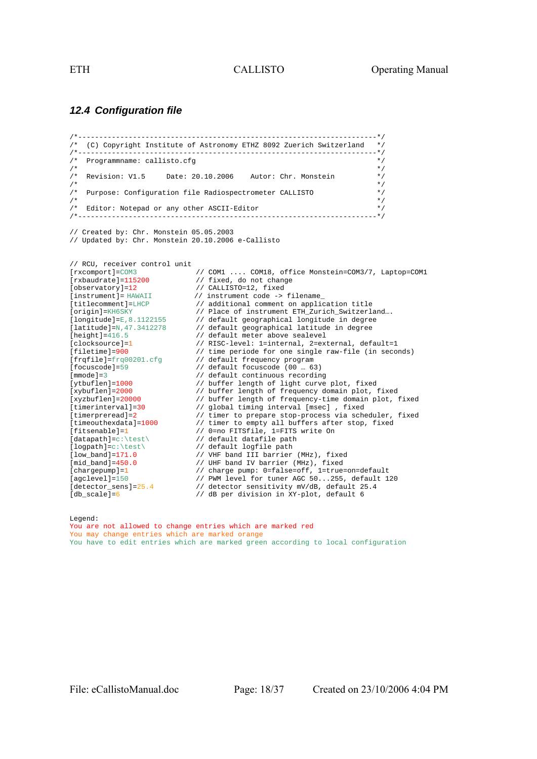### 12.4 Configuration file

```
/*---------------------------------------------------------------------*/
/*  (C) Copyright Institute of Astronomy ETHZ 8092 Zuerich Switzerland   */
/*---------------------------------------------------------------------*/
/*  Programmname: callisto.cfg                                          */
/*                                                                      */
/*  Revision: V1.5     Date: 20.10.2006    Autor: Chr. Monstein         */
/*                                                                      */
/*  Purpose: Configuration file Radiospectrometer CALLISTO              */
/*                                                                      */
/*  Editor: Notepad or any other ASCII-Editor                           */
/*---------------------------------------------------------------------*/

// Created by: Chr. Monstein 05.05.2003
// Updated by: Chr. Monstein 20.10.2006 e-Callisto


// RCU, receiver control unit
[rxcomport]=COM3             // COM1 .... COM18, office Monstein=COM3/7, Laptop=COM1
[rxbaudrate]=115200          // fixed, do not change
[observatory]=12             // CALLISTO=12, fixed
[instrument]= HAWAII         // instrument code -> filename_
[titlecomment]=LHCP          // additional comment on application title
[origin]=KH6SKY              // Place of instrument ETH_Zurich_Switzerland….
[longitude]=E,8.1122155      // default geographical longitude in degree
[latitude]=N,47.3412278      // default geographical latitude in degree
[height]=416.5               // default meter above sealevel
[clocksource]=1              // RISC-level: 1=internal, 2=external, default=1
[filetime]=900               // time periode for one single raw-file (in seconds)
[frqfile]=frq00201.cfg       // default frequency program
[focuscode]=59               // default focuscode (00 … 63)
[mmode]=3                    // default continuous recording
[ytbuflen]=1000              // buffer length of light curve plot, fixed
[xybuflen]=2000              // buffer length of frequency domain plot, fixed
[xyzbuflen]=20000            // buffer length of frequency-time domain plot, fixed
[timerinterval]=30           // global timing interval [msec] , fixed
[timerpreread]=2             // timer to prepare stop-process via scheduler, fixed
[timeouthexdata]=1000        // timer to empty all buffers after stop, fixed
[fitsenable]=1               // 0=no FITSfile, 1=FITS write On
[datapath]=c:\test\          // default datafile path
[logpath]=c:\test\           // default logfile path
[low_band]=171.0             // VHF band III barrier (MHz), fixed
[mid_band]=450.0             // UHF band IV barrier (MHz), fixed
[chargepump]=1               // charge pump: 0=false=off, 1=true=on=default
[agclevel]=150               // PWM level for tuner AGC 50...255, default 120
[detector_sens]=25.4         // detector sensitivity mV/dB, default 25.4
[db_scale]=6                 // dB per division in XY-plot, default 6


Legend:
You are not allowed to change entries which are marked red
You may change entries which are marked orange
You have to edit entries which are marked green according to local configuration
```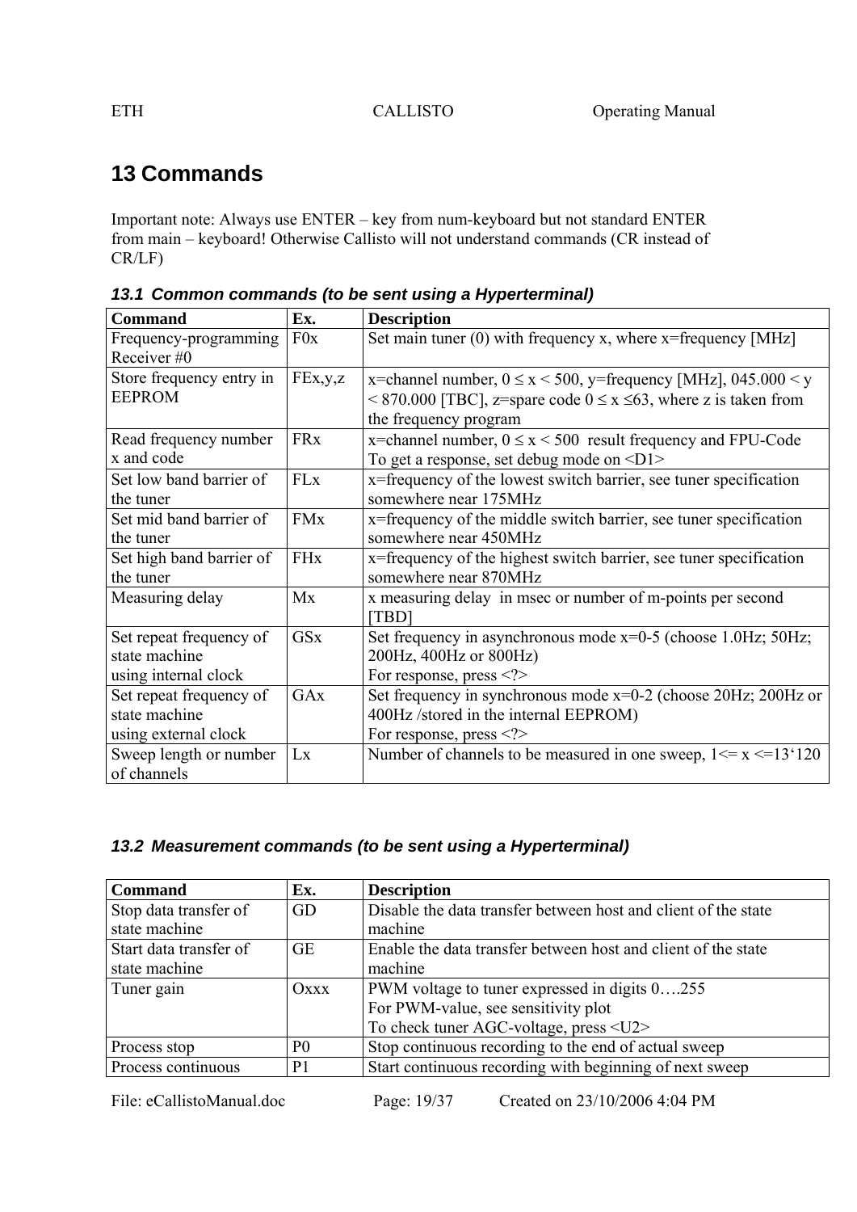# 13 Commands

Important note: Always use ENTER – key from num-keyboard but not standard ENTER from main – keyboard! Otherwise Callisto will not understand commands (CR instead of CR/LF)

### *13.1 Common commands (to be sent using a Hyperterminal)*

| **Command** | **Ex.** | **Description** |
|---|---|---|
| Frequency-programming Receiver #0 | F0x | Set main tuner (0) with frequency x, where x=frequency [MHz] |
| Store frequency entry in EEPROM | FEx,y,z | x=channel number, 0 ≤ x < 500, y=frequency [MHz], 045.000 < y < 870.000 [TBC], z=spare code 0 ≤ x ≤63, where z is taken from the frequency program |
| Read frequency number x and code | FRx | x=channel number, 0 ≤ x < 500 result frequency and FPU-Code<br>To get a response, set debug mode on <D1> |
| Set low band barrier of the tuner | FLx | x=frequency of the lowest switch barrier, see tuner specification somewhere near 175MHz |
| Set mid band barrier of the tuner | FMx | x=frequency of the middle switch barrier, see tuner specification somewhere near 450MHz |
| Set high band barrier of the tuner | FHx | x=frequency of the highest switch barrier, see tuner specification somewhere near 870MHz |
| Measuring delay | Mx | x measuring delay in msec or number of m-points per second [TBD] |
| Set repeat frequency of state machine using internal clock | GSx | Set frequency in asynchronous mode x=0-5 (choose 1.0Hz; 50Hz; 200Hz, 400Hz or 800Hz)<br>For response, press <?> |
| Set repeat frequency of state machine using external clock | GAx | Set frequency in synchronous mode x=0-2 (choose 20Hz; 200Hz or 400Hz /stored in the internal EEPROM)<br>For response, press <?> |
| Sweep length or number of channels | Lx | Number of channels to be measured in one sweep, 1<= x <=13'120 |

### *13.2 Measurement commands (to be sent using a Hyperterminal)*

| **Command** | **Ex.** | **Description** |
|---|---|---|
| Stop data transfer of state machine | GD | Disable the data transfer between host and client of the state machine |
| Start data transfer of state machine | GE | Enable the data transfer between host and client of the state machine |
| Tuner gain | Oxxx | PWM voltage to tuner expressed in digits 0….255<br>For PWM-value, see sensitivity plot<br>To check tuner AGC-voltage, press <U2> |
| Process stop | P0 | Stop continuous recording to the end of actual sweep |
| Process continuous | P1 | Start continuous recording with beginning of next sweep |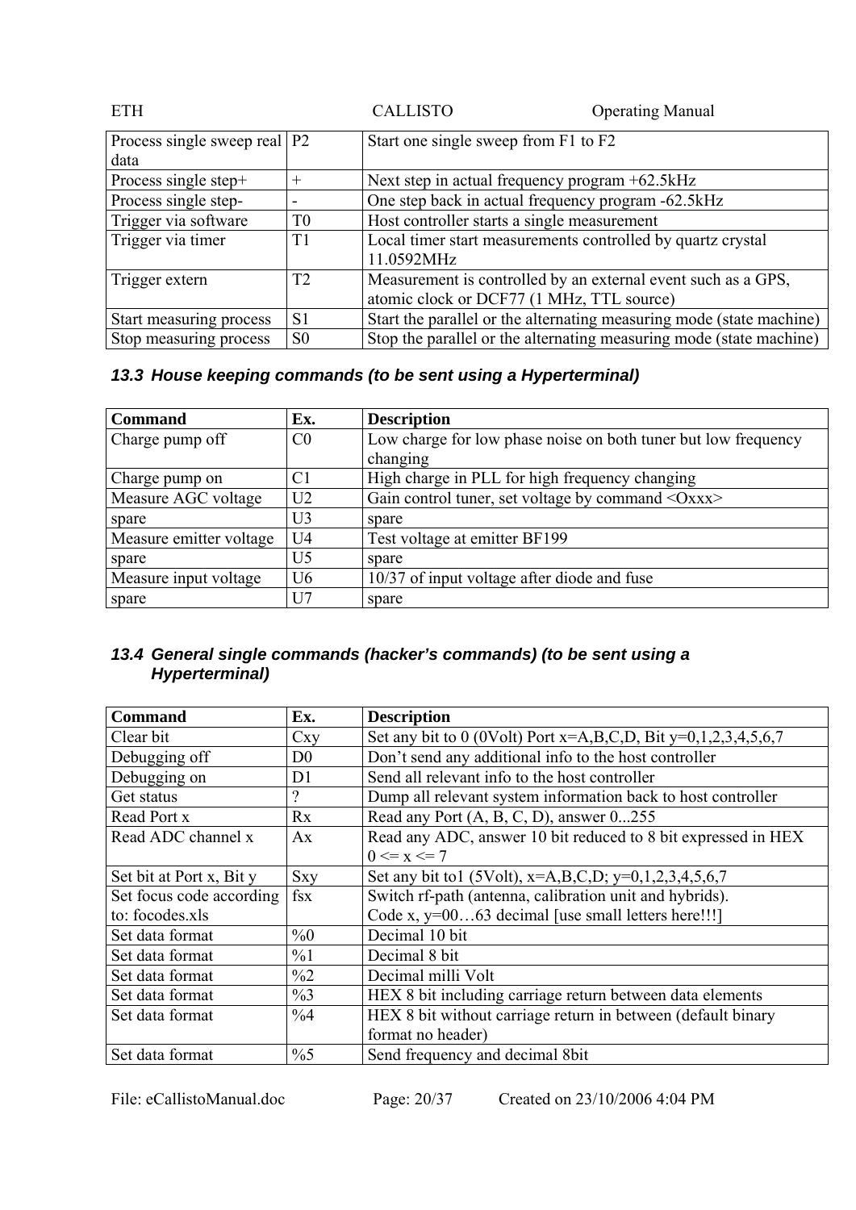| | | |
|---|---|---|
| Process single sweep real data | P2 | Start one single sweep from F1 to F2 |
| Process single step+ | + | Next step in actual frequency program +62.5kHz |
| Process single step- | - | One step back in actual frequency program -62.5kHz |
| Trigger via software | T0 | Host controller starts a single measurement |
| Trigger via timer | T1 | Local timer start measurements controlled by quartz crystal 11.0592MHz |
| Trigger extern | T2 | Measurement is controlled by an external event such as a GPS, atomic clock or DCF77 (1 MHz, TTL source) |
| Start measuring process | S1 | Start the parallel or the alternating measuring mode (state machine) |
| Stop measuring process | S0 | Stop the parallel or the alternating measuring mode (state machine) |

### *13.3 House keeping commands (to be sent using a Hyperterminal)*

| Command | Ex. | Description |
|---|---|---|
| Charge pump off | C0 | Low charge for low phase noise on both tuner but low frequency changing |
| Charge pump on | C1 | High charge in PLL for high frequency changing |
| Measure AGC voltage | U2 | Gain control tuner, set voltage by command <Oxxx> |
| spare | U3 | spare |
| Measure emitter voltage | U4 | Test voltage at emitter BF199 |
| spare | U5 | spare |
| Measure input voltage | U6 | 10/37 of input voltage after diode and fuse |
| spare | U7 | spare |

### *13.4 General single commands (hacker's commands) (to be sent using a Hyperterminal)*

| Command | Ex. | Description |
|---|---|---|
| Clear bit | Cxy | Set any bit to 0 (0Volt) Port x=A,B,C,D, Bit y=0,1,2,3,4,5,6,7 |
| Debugging off | D0 | Don't send any additional info to the host controller |
| Debugging on | D1 | Send all relevant info to the host controller |
| Get status | ? | Dump all relevant system information back to host controller |
| Read Port x | Rx | Read any Port (A, B, C, D), answer 0...255 |
| Read ADC channel x | Ax | Read any ADC, answer 10 bit reduced to 8 bit expressed in HEX 0 <= x <= 7 |
| Set bit at Port x, Bit y | Sxy | Set any bit to1 (5Volt), x=A,B,C,D; y=0,1,2,3,4,5,6,7 |
| Set focus code according to: focodes.xls | fsx | Switch rf-path (antenna, calibration unit and hybrids). Code x, y=00…63 decimal [use small letters here!!!] |
| Set data format | %0 | Decimal 10 bit |
| Set data format | %1 | Decimal 8 bit |
| Set data format | %2 | Decimal milli Volt |
| Set data format | %3 | HEX 8 bit including carriage return between data elements |
| Set data format | %4 | HEX 8 bit without carriage return in between (default binary format no header) |
| Set data format | %5 | Send frequency and decimal 8bit |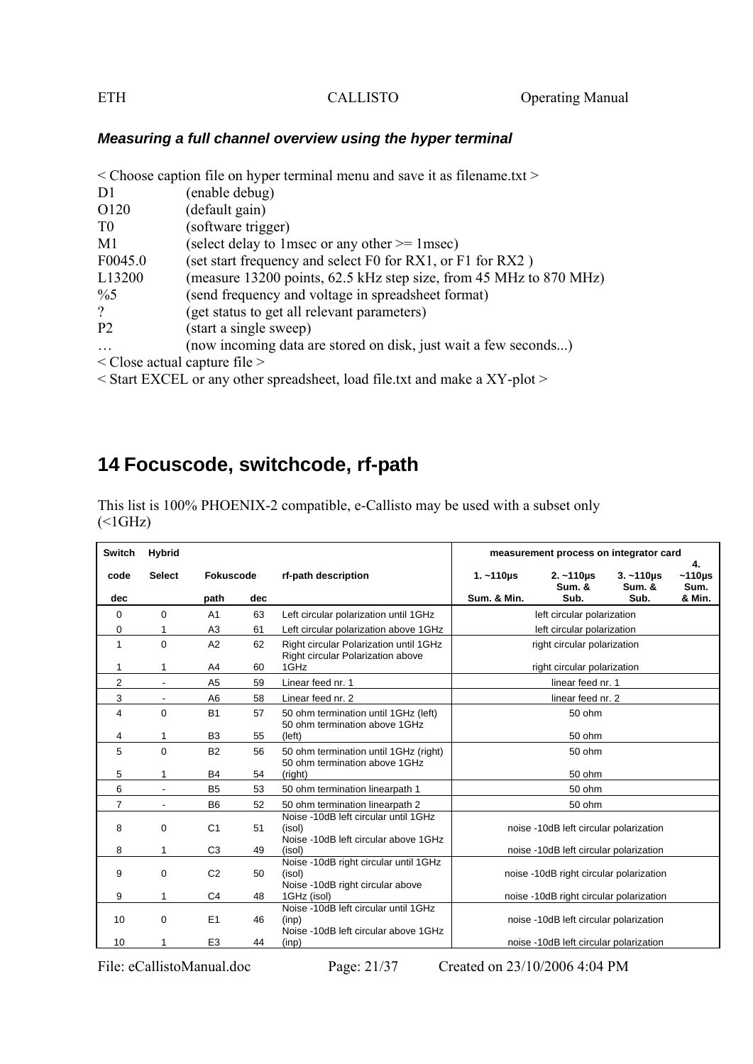### *Measuring a full channel overview using the hyper terminal*

< Choose caption file on hyper terminal menu and save it as filename.txt >

| | |
|---|---|
| D1 | (enable debug) |
| O120 | (default gain) |
| T0 | (software trigger) |
| M1 | (select delay to 1msec or any other >= 1msec) |
| F0045.0 | (set start frequency and select F0 for RX1, or F1 for RX2 ) |
| L13200 | (measure 13200 points, 62.5 kHz step size, from 45 MHz to 870 MHz) |
| %5 | (send frequency and voltage in spreadsheet format) |
| ? | (get status to get all relevant parameters) |
| P2 | (start a single sweep) |
| … | (now incoming data are stored on disk, just wait a few seconds...) |

< Close actual capture file >

< Start EXCEL or any other spreadsheet, load file.txt and make a XY-plot >

# 14 Focuscode, switchcode, rf-path

This list is 100% PHOENIX-2 compatible, e-Callisto may be used with a subset only (<1GHz)

| Switch | Hybrid | | | | measurement process on integrator card | | | |
|---|---|---|---|---|---|---|---|---|
| code | Select | Fokuscode | | rf-path description | 1. ~110µs | 2. ~110µs Sum. & | 3. ~110µs Sum. & | 4. ~110µs Sum. |
| dec | | path | dec | | Sum. & Min. | Sub. | Sub. | & Min. |
| 0 | 0 | A1 | 63 | Left circular polarization until 1GHz | left circular polarization | | | |
| 0 | 1 | A3 | 61 | Left circular polarization above 1GHz | left circular polarization | | | |
| 1 | 0 | A2 | 62 | Right circular Polarization until 1GHz | right circular polarization | | | |
| 1 | 1 | A4 | 60 | Right circular Polarization above 1GHz | right circular polarization | | | |
| 2 | - | A5 | 59 | Linear feed nr. 1 | linear feed nr. 1 | | | |
| 3 | - | A6 | 58 | Linear feed nr. 2 | linear feed nr. 2 | | | |
| 4 | 0 | B1 | 57 | 50 ohm termination until 1GHz (left) | 50 ohm | | | |
| 4 | 1 | B3 | 55 | 50 ohm termination above 1GHz (left) | 50 ohm | | | |
| 5 | 0 | B2 | 56 | 50 ohm termination until 1GHz (right) | 50 ohm | | | |
| 5 | 1 | B4 | 54 | 50 ohm termination above 1GHz (right) | 50 ohm | | | |
| 6 | - | B5 | 53 | 50 ohm termination linearpath 1 | 50 ohm | | | |
| 7 | - | B6 | 52 | 50 ohm termination linearpath 2 | 50 ohm | | | |
| 8 | 0 | C1 | 51 | Noise -10dB left circular until 1GHz (isol) | noise -10dB left circular polarization | | | |
| 8 | 1 | C3 | 49 | Noise -10dB left circular above 1GHz (isol) | noise -10dB left circular polarization | | | |
| 9 | 0 | C2 | 50 | Noise -10dB right circular until 1GHz (isol) | noise -10dB right circular polarization | | | |
| 9 | 1 | C4 | 48 | Noise -10dB right circular above 1GHz (isol) | noise -10dB right circular polarization | | | |
| 10 | 0 | E1 | 46 | Noise -10dB left circular until 1GHz (inp) | noise -10dB left circular polarization | | | |
| 10 | 1 | E3 | 44 | Noise -10dB left circular above 1GHz (inp) | noise -10dB left circular polarization | | | |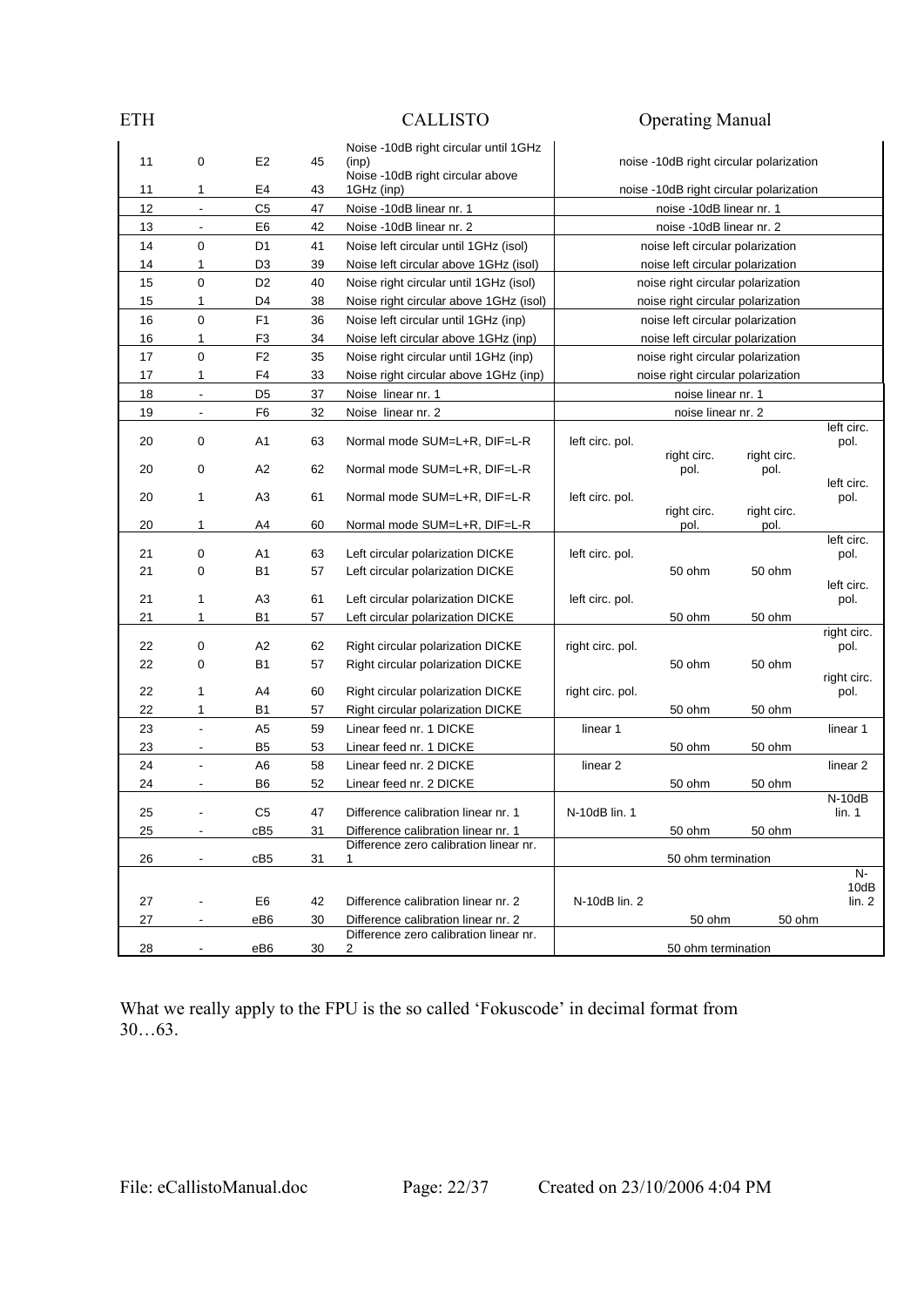| | | | | | | | | |
|---|---|---|---|---|---|---|---|---|
| 11 | 0 | E2 | 45 | Noise -10dB right circular until 1GHz (inp) | noise -10dB right circular polarization | | | |
| 11 | 1 | E4 | 43 | Noise -10dB right circular above 1GHz (inp) | noise -10dB right circular polarization | | | |
| 12 | - | C5 | 47 | Noise -10dB linear nr. 1 | noise -10dB linear nr. 1 | | | |
| 13 | - | E6 | 42 | Noise -10dB linear nr. 2 | noise -10dB linear nr. 2 | | | |
| 14 | 0 | D1 | 41 | Noise left circular until 1GHz (isol) | noise left circular polarization | | | |
| 14 | 1 | D3 | 39 | Noise left circular above 1GHz (isol) | noise left circular polarization | | | |
| 15 | 0 | D2 | 40 | Noise right circular until 1GHz (isol) | noise right circular polarization | | | |
| 15 | 1 | D4 | 38 | Noise right circular above 1GHz (isol) | noise right circular polarization | | | |
| 16 | 0 | F1 | 36 | Noise left circular until 1GHz (inp) | noise left circular polarization | | | |
| 16 | 1 | F3 | 34 | Noise left circular above 1GHz (inp) | noise left circular polarization | | | |
| 17 | 0 | F2 | 35 | Noise right circular until 1GHz (inp) | noise right circular polarization | | | |
| 17 | 1 | F4 | 33 | Noise right circular above 1GHz (inp) | noise right circular polarization | | | |
| 18 | - | D5 | 37 | Noise linear nr. 1 | noise linear nr. 1 | | | |
| 19 | - | F6 | 32 | Noise linear nr. 2 | noise linear nr. 2 | | | |
| 20 | 0 | A1 | 63 | Normal mode SUM=L+R, DIF=L-R | left circ. pol. | | | left circ. pol. |
| 20 | 0 | A2 | 62 | Normal mode SUM=L+R, DIF=L-R | | right circ. pol. | right circ. pol. | |
| 20 | 1 | A3 | 61 | Normal mode SUM=L+R, DIF=L-R | left circ. pol. | | | left circ. pol. |
| 20 | 1 | A4 | 60 | Normal mode SUM=L+R, DIF=L-R | | right circ. pol. | right circ. pol. | |
| 21 | 0 | A1 | 63 | Left circular polarization DICKE | left circ. pol. | | | left circ. pol. |
| 21 | 0 | B1 | 57 | Left circular polarization DICKE | | 50 ohm | 50 ohm | |
| 21 | 1 | A3 | 61 | Left circular polarization DICKE | left circ. pol. | | | left circ. pol. |
| 21 | 1 | B1 | 57 | Left circular polarization DICKE | | 50 ohm | 50 ohm | |
| 22 | 0 | A2 | 62 | Right circular polarization DICKE | right circ. pol. | | | right circ. pol. |
| 22 | 0 | B1 | 57 | Right circular polarization DICKE | | 50 ohm | 50 ohm | |
| 22 | 1 | A4 | 60 | Right circular polarization DICKE | right circ. pol. | | | right circ. pol. |
| 22 | 1 | B1 | 57 | Right circular polarization DICKE | | 50 ohm | 50 ohm | |
| 23 | - | A5 | 59 | Linear feed nr. 1 DICKE | linear 1 | | | linear 1 |
| 23 | - | B5 | 53 | Linear feed nr. 1 DICKE | | 50 ohm | 50 ohm | |
| 24 | - | A6 | 58 | Linear feed nr. 2 DICKE | linear 2 | | | linear 2 |
| 24 | - | B6 | 52 | Linear feed nr. 2 DICKE | | 50 ohm | 50 ohm | |
| 25 | - | C5 | 47 | Difference calibration linear nr. 1 | N-10dB lin. 1 | | | N-10dB lin. 1 |
| 25 | - | cB5 | 31 | Difference calibration linear nr. 1 | | 50 ohm | 50 ohm | |
| 26 | - | cB5 | 31 | Difference zero calibration linear nr. 1 | 50 ohm termination | | | |
| 27 | - | E6 | 42 | Difference calibration linear nr. 2 | N-10dB lin. 2 | | | N-10dB lin. 2 |
| 27 | - | eB6 | 30 | Difference calibration linear nr. 2 | | 50 ohm | 50 ohm | |
| 28 | - | eB6 | 30 | Difference zero calibration linear nr. 2 | 50 ohm termination | | | |

What we really apply to the FPU is the so called 'Fokuscode' in decimal format from 30…63.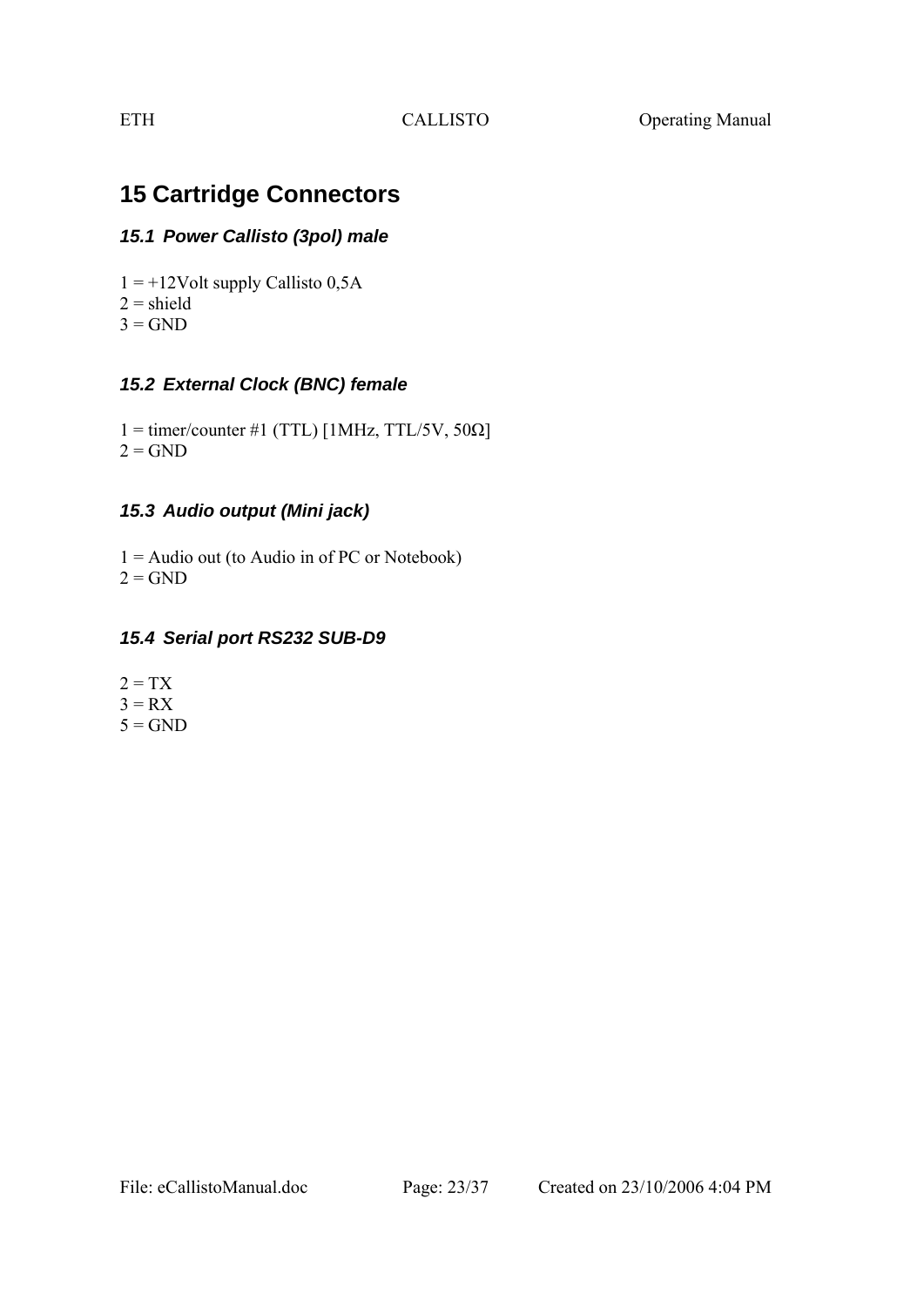# 15 Cartridge Connectors

## 15.1 Power Callisto (3pol) male

1 = +12Volt supply Callisto 0,5A
2 = shield
3 = GND

## 15.2 External Clock (BNC) female

1 = timer/counter #1 (TTL) [1MHz, TTL/5V, 50Ω]
2 = GND

## 15.3 Audio output (Mini jack)

1 = Audio out (to Audio in of PC or Notebook)
2 = GND

## 15.4 Serial port RS232 SUB-D9

2 = TX
3 = RX
5 = GND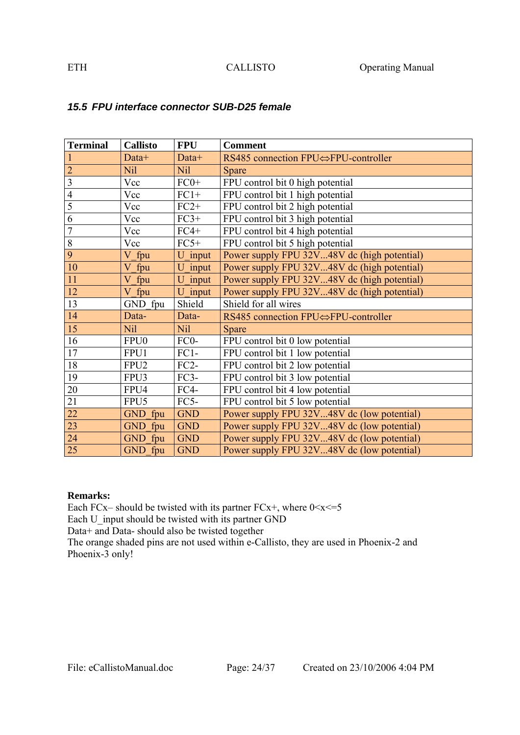### 15.5 FPU interface connector SUB-D25 female

| Terminal | Callisto | FPU | Comment |
|---|---|---|---|
| 1 | Data+ | Data+ | RS485 connection FPU⇔FPU-controller |
| 2 | Nil | Nil | Spare |
| 3 | Vcc | FC0+ | FPU control bit 0 high potential |
| 4 | Vcc | FC1+ | FPU control bit 1 high potential |
| 5 | Vcc | FC2+ | FPU control bit 2 high potential |
| 6 | Vcc | FC3+ | FPU control bit 3 high potential |
| 7 | Vcc | FC4+ | FPU control bit 4 high potential |
| 8 | Vcc | FC5+ | FPU control bit 5 high potential |
| 9 | V_fpu | U_input | Power supply FPU 32V...48V dc (high potential) |
| 10 | V_fpu | U_input | Power supply FPU 32V...48V dc (high potential) |
| 11 | V_fpu | U_input | Power supply FPU 32V...48V dc (high potential) |
| 12 | V_fpu | U_input | Power supply FPU 32V...48V dc (high potential) |
| 13 | GND_fpu | Shield | Shield for all wires |
| 14 | Data- | Data- | RS485 connection FPU⇔FPU-controller |
| 15 | Nil | Nil | Spare |
| 16 | FPU0 | FC0- | FPU control bit 0 low potential |
| 17 | FPU1 | FC1- | FPU control bit 1 low potential |
| 18 | FPU2 | FC2- | FPU control bit 2 low potential |
| 19 | FPU3 | FC3- | FPU control bit 3 low potential |
| 20 | FPU4 | FC4- | FPU control bit 4 low potential |
| 21 | FPU5 | FC5- | FPU control bit 5 low potential |
| 22 | GND_fpu | GND | Power supply FPU 32V...48V dc (low potential) |
| 23 | GND_fpu | GND | Power supply FPU 32V...48V dc (low potential) |
| 24 | GND_fpu | GND | Power supply FPU 32V...48V dc (low potential) |
| 25 | GND_fpu | GND | Power supply FPU 32V...48V dc (low potential) |

**Remarks:**
Each FCx– should be twisted with its partner FCx+, where 0<x<=5
Each U_input should be twisted with its partner GND
Data+ and Data- should also be twisted together
The orange shaded pins are not used within e-Callisto, they are used in Phoenix-2 and Phoenix-3 only!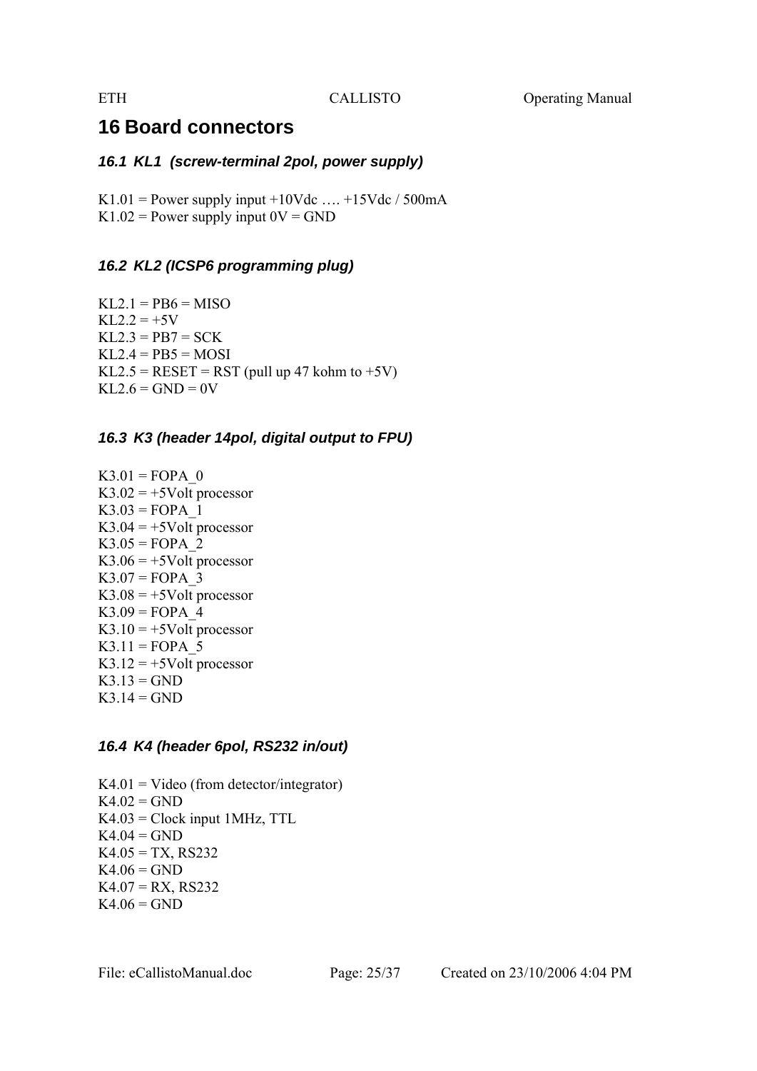# 16 Board connectors

## 16.1 KL1 (screw-terminal 2pol, power supply)

K1.01 = Power supply input +10Vdc …. +15Vdc / 500mA
K1.02 = Power supply input 0V = GND

## 16.2 KL2 (ICSP6 programming plug)

KL2.1 = PB6 = MISO
KL2.2 = +5V
KL2.3 = PB7 = SCK
KL2.4 = PB5 = MOSI
KL2.5 = RESET = RST (pull up 47 kohm to +5V)
KL2.6 = GND = 0V

## 16.3 K3 (header 14pol, digital output to FPU)

K3.01 = FOPA_0
K3.02 = +5Volt processor
K3.03 = FOPA_1
K3.04 = +5Volt processor
K3.05 = FOPA_2
K3.06 = +5Volt processor
K3.07 = FOPA_3
K3.08 = +5Volt processor
K3.09 = FOPA_4
K3.10 = +5Volt processor
K3.11 = FOPA_5
K3.12 = +5Volt processor
K3.13 = GND
K3.14 = GND

## 16.4 K4 (header 6pol, RS232 in/out)

K4.01 = Video (from detector/integrator)
K4.02 = GND
K4.03 = Clock input 1MHz, TTL
K4.04 = GND
K4.05 = TX, RS232
K4.06 = GND
K4.07 = RX, RS232
K4.06 = GND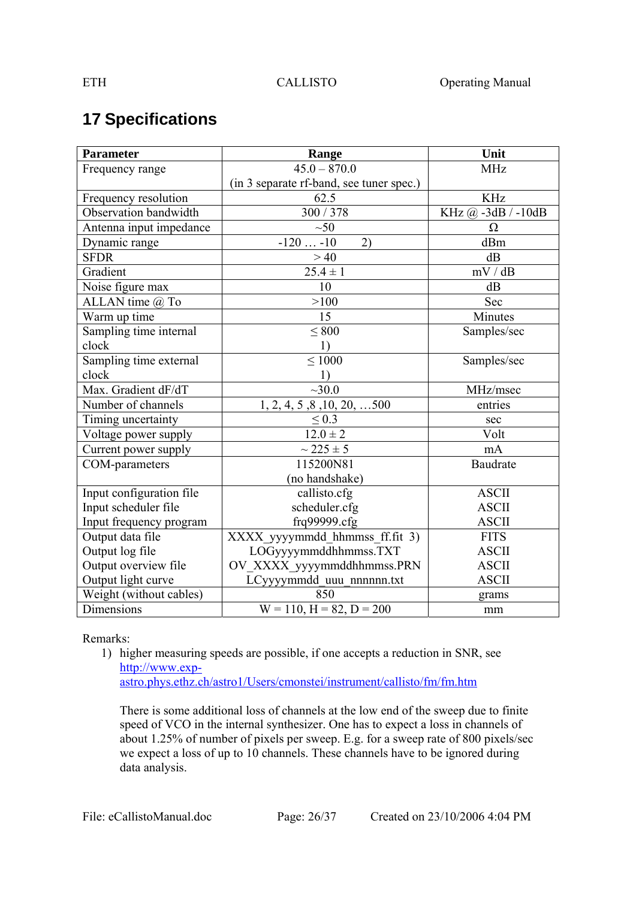# 17 Specifications

| Parameter | Range | Unit |
|---|---|---|
| Frequency range | 45.0 – 870.0<br>(in 3 separate rf-band, see tuner spec.) | MHz |
| Frequency resolution | 62.5 | KHz |
| Observation bandwidth | 300 / 378 | KHz @ -3dB / -10dB |
| Antenna input impedance | ~50 | Ω |
| Dynamic range | -120 … -10 2) | dBm |
| SFDR | > 40 | dB |
| Gradient | 25.4 ± 1 | mV / dB |
| Noise figure max | 10 | dB |
| ALLAN time @ To | >100 | Sec |
| Warm up time | 15 | Minutes |
| Sampling time internal clock | ≤ 800<br>1) | Samples/sec |
| Sampling time external clock | ≤ 1000<br>1) | Samples/sec |
| Max. Gradient dF/dT | ~30.0 | MHz/msec |
| Number of channels | 1, 2, 4, 5 ,8 ,10, 20, …500 | entries |
| Timing uncertainty | ≤ 0.3 | sec |
| Voltage power supply | 12.0 ± 2 | Volt |
| Current power supply | ~ 225 ± 5 | mA |
| COM-parameters | 115200N81<br>(no handshake) | Baudrate |
| Input configuration file<br>Input scheduler file<br>Input frequency program | callisto.cfg<br>scheduler.cfg<br>frq99999.cfg | ASCII<br>ASCII<br>ASCII |
| Output data file<br>Output log file<br>Output overview file<br>Output light curve | XXXX_yyyymmdd_hhmmss_ff.fit 3)<br>LOGyyyymmddhhmmss.TXT<br>OV_XXXX_yyyymmddhhmmss.PRN<br>LCyyyymmdd_uuu_nnnnnn.txt | FITS<br>ASCII<br>ASCII<br>ASCII |
| Weight (without cables) | 850 | grams |
| Dimensions | W = 110, H = 82, D = 200 | mm |

Remarks:

1) higher measuring speeds are possible, if one accepts a reduction in SNR, see http://www.exp-astro.phys.ethz.ch/astro1/Users/cmonstei/instrument/callisto/fm/fm.htm

   There is some additional loss of channels at the low end of the sweep due to finite speed of VCO in the internal synthesizer. One has to expect a loss in channels of about 1.25% of number of pixels per sweep. E.g. for a sweep rate of 800 pixels/sec we expect a loss of up to 10 channels. These channels have to be ignored during data analysis.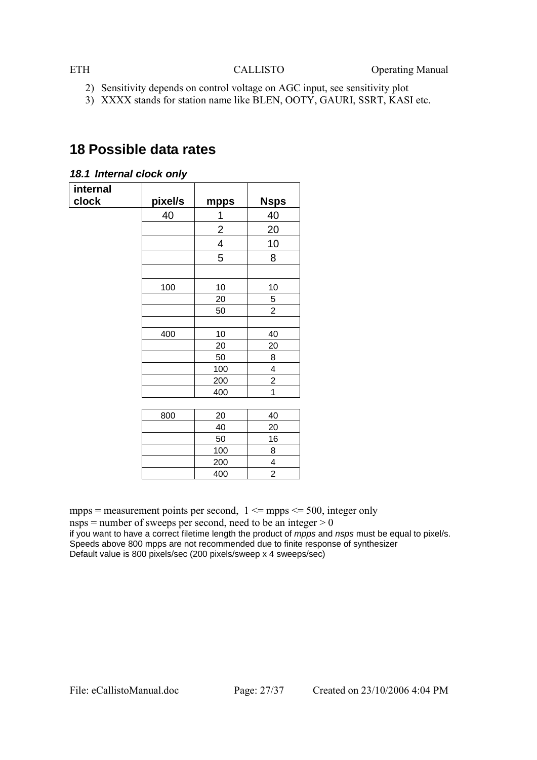2) Sensitivity depends on control voltage on AGC input, see sensitivity plot
3) XXXX stands for station name like BLEN, OOTY, GAURI, SSRT, KASI etc.

# 18 Possible data rates

## *18.1 Internal clock only*

| internal clock | pixel/s | mpps | Nsps |
|---|---|---|---|
| | 40 | 1 | 40 |
| | | 2 | 20 |
| | | 4 | 10 |
| | | 5 | 8 |
| | | | |
| | 100 | 10 | 10 |
| | | 20 | 5 |
| | | 50 | 2 |
| | | | |
| | 400 | 10 | 40 |
| | | 20 | 20 |
| | | 50 | 8 |
| | | 100 | 4 |
| | | 200 | 2 |
| | | 400 | 1 |
| | | | |
| | 800 | 20 | 40 |
| | | 40 | 20 |
| | | 50 | 16 |
| | | 100 | 8 |
| | | 200 | 4 |
| | | 400 | 2 |

mpps = measurement points per second, 1 <= mpps <= 500, integer only
nsps = number of sweeps per second, need to be an integer > 0
if you want to have a correct filetime length the product of *mpps* and *nsps* must be equal to pixel/s.
Speeds above 800 mpps are not recommended due to finite response of synthesizer
Default value is 800 pixels/sec (200 pixels/sweep x 4 sweeps/sec)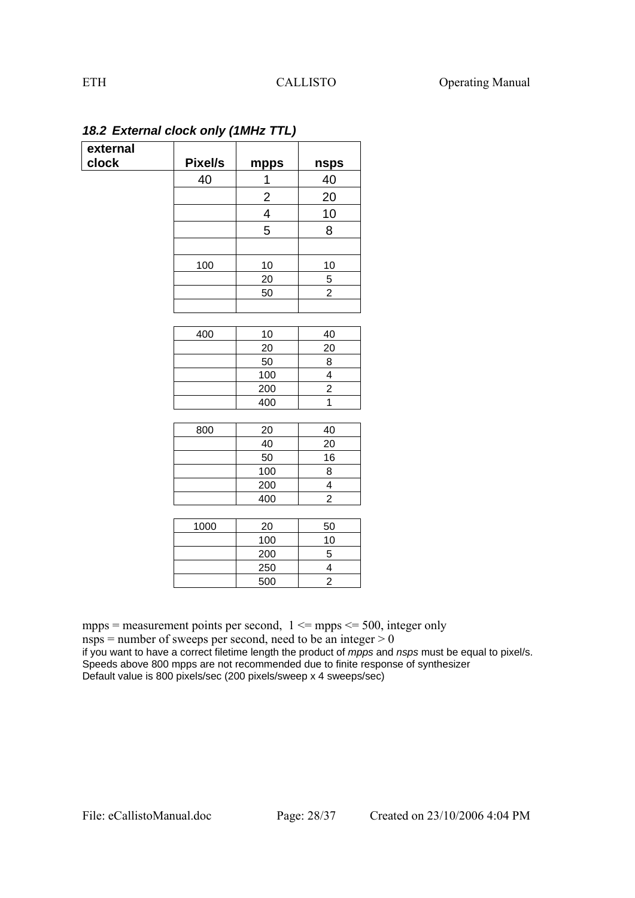### 18.2 External clock only (1MHz TTL)

| external clock | Pixel/s | mpps | nsps |
|---|---|---|---|
| | 40 | 1 | 40 |
| | | 2 | 20 |
| | | 4 | 10 |
| | | 5 | 8 |
| | | | |
| | 100 | 10 | 10 |
| | | 20 | 5 |
| | | 50 | 2 |
| | | | |
| | 400 | 10 | 40 |
| | | 20 | 20 |
| | | 50 | 8 |
| | | 100 | 4 |
| | | 200 | 2 |
| | | 400 | 1 |
| | 800 | 20 | 40 |
| | | 40 | 20 |
| | | 50 | 16 |
| | | 100 | 8 |
| | | 200 | 4 |
| | | 400 | 2 |
| | 1000 | 20 | 50 |
| | | 100 | 10 |
| | | 200 | 5 |
| | | 250 | 4 |
| | | 500 | 2 |

mpps = measurement points per second, 1 <= mpps <= 500, integer only
nsps = number of sweeps per second, need to be an integer > 0
if you want to have a correct filetime length the product of *mpps* and *nsps* must be equal to pixel/s.
Speeds above 800 mpps are not recommended due to finite response of synthesizer
Default value is 800 pixels/sec (200 pixels/sweep x 4 sweeps/sec)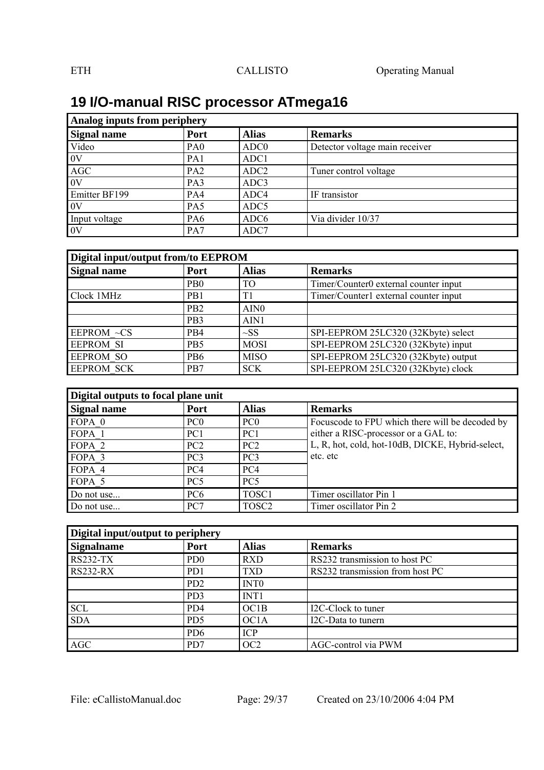# 19 I/O-manual RISC processor ATmega16

| Analog inputs from periphery | | | |
|---|---|---|---|
| **Signal name** | **Port** | **Alias** | **Remarks** |
| Video | PA0 | ADC0 | Detector voltage main receiver |
| 0V | PA1 | ADC1 | |
| AGC | PA2 | ADC2 | Tuner control voltage |
| 0V | PA3 | ADC3 | |
| Emitter BF199 | PA4 | ADC4 | IF transistor |
| 0V | PA5 | ADC5 | |
| Input voltage | PA6 | ADC6 | Via divider 10/37 |
| 0V | PA7 | ADC7 | |

| Digital input/output from/to EEPROM | | | |
|---|---|---|---|
| **Signal name** | **Port** | **Alias** | **Remarks** |
| | PB0 | TO | Timer/Counter0 external counter input |
| Clock 1MHz | PB1 | T1 | Timer/Counter1 external counter input |
| | PB2 | AIN0 | |
| | PB3 | AIN1 | |
| EEPROM_~CS | PB4 | ~SS | SPI-EEPROM 25LC320 (32Kbyte) select |
| EEPROM_SI | PB5 | MOSI | SPI-EEPROM 25LC320 (32Kbyte) input |
| EEPROM_SO | PB6 | MISO | SPI-EEPROM 25LC320 (32Kbyte) output |
| EEPROM_SCK | PB7 | SCK | SPI-EEPROM 25LC320 (32Kbyte) clock |

| Digital outputs to focal plane unit | | | |
|---|---|---|---|
| **Signal name** | **Port** | **Alias** | **Remarks** |
| FOPA_0 | PC0 | PC0 | Focuscode to FPU which there will be decoded by either a RISC-processor or a GAL to: L, R, hot, cold, hot-10dB, DICKE, Hybrid-select, etc. etc |
| FOPA_1 | PC1 | PC1 | |
| FOPA_2 | PC2 | PC2 | |
| FOPA_3 | PC3 | PC3 | |
| FOPA_4 | PC4 | PC4 | |
| FOPA_5 | PC5 | PC5 | |
| Do not use... | PC6 | TOSC1 | Timer oscillator Pin 1 |
| Do not use... | PC7 | TOSC2 | Timer oscillator Pin 2 |

| Digital input/output to periphery | | | |
|---|---|---|---|
| **Signalname** | **Port** | **Alias** | **Remarks** |
| RS232-TX | PD0 | RXD | RS232 transmission to host PC |
| RS232-RX | PD1 | TXD | RS232 transmission from host PC |
| | PD2 | INT0 | |
| | PD3 | INT1 | |
| SCL | PD4 | OC1B | I2C-Clock to tuner |
| SDA | PD5 | OC1A | I2C-Data to tunern |
| | PD6 | ICP | |
| AGC | PD7 | OC2 | AGC-control via PWM |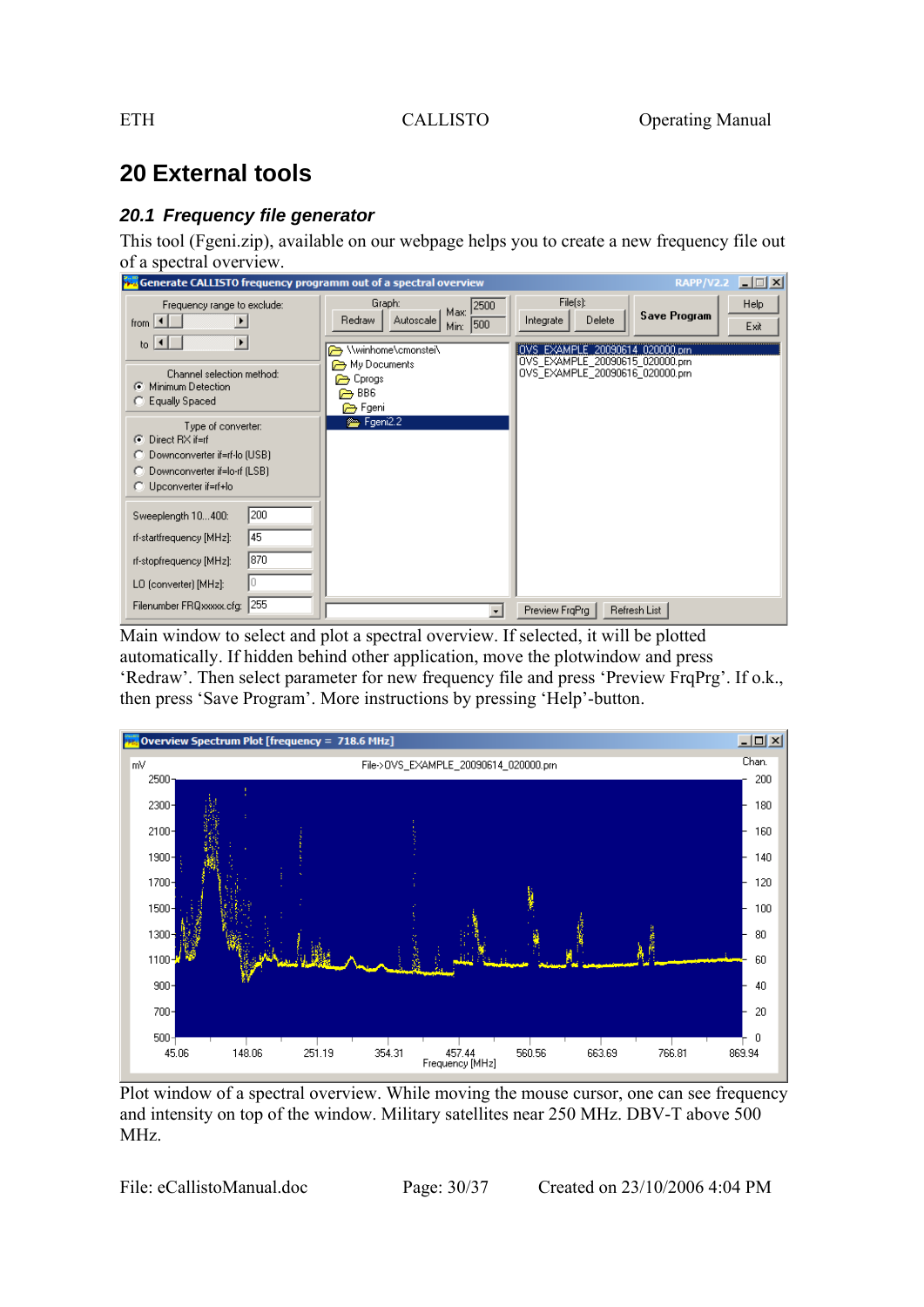# 20 External tools

## *20.1 Frequency file generator*

This tool (Fgeni.zip), available on our webpage helps you to create a new frequency file out of a spectral overview.

Main window to select and plot a spectral overview. If selected, it will be plotted automatically. If hidden behind other application, move the plotwindow and press 'Redraw'. Then select parameter for new frequency file and press 'Preview FrqPrg'. If o.k., then press 'Save Program'. More instructions by pressing 'Help'-button.

Plot window of a spectral overview. While moving the mouse cursor, one can see frequency and intensity on top of the window. Military satellites near 250 MHz. DBV-T above 500 MHz.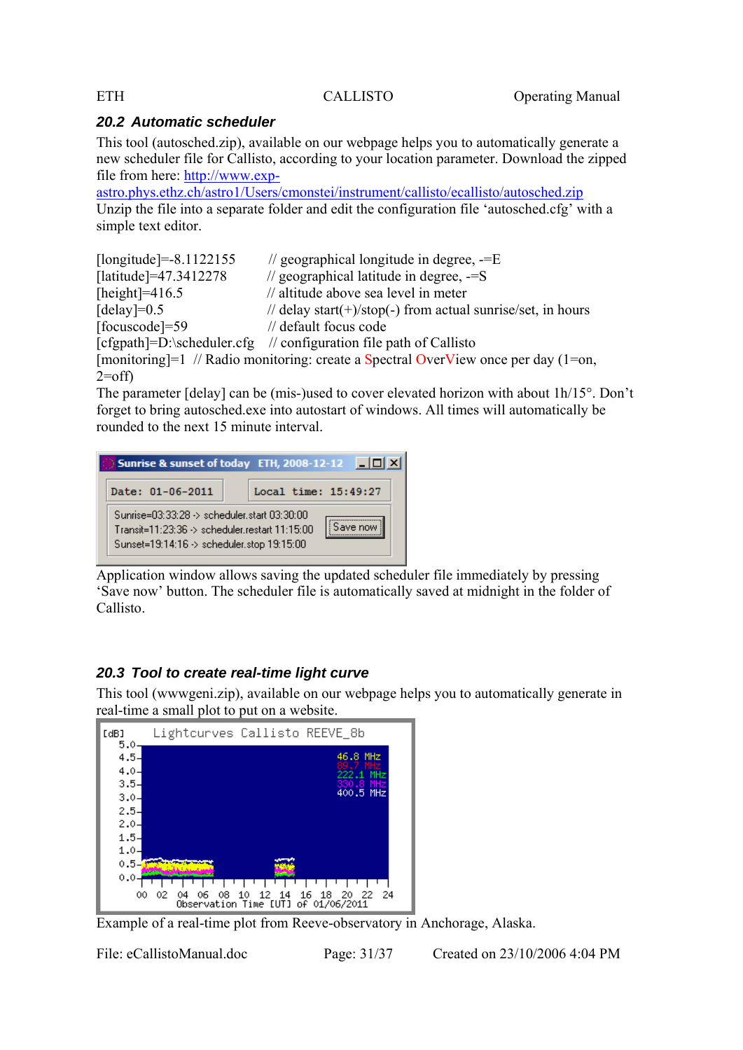## 20.2 Automatic scheduler

This tool (autosched.zip), available on our webpage helps you to automatically generate a new scheduler file for Callisto, according to your location parameter. Download the zipped file from here: http://www.exp-astro.phys.ethz.ch/astro1/Users/cmonstei/instrument/callisto/ecallisto/autosched.zip
Unzip the file into a separate folder and edit the configuration file 'autosched.cfg' with a simple text editor.

```
[longitude]=-8.1122155      // geographical longitude in degree, -=E
[latitude]=47.3412278       // geographical latitude in degree, -=S
[height]=416.5              // altitude above sea level in meter
[delay]=0.5                 // delay start(+)/stop(-) from actual sunrise/set, in hours
[focuscode]=59              // default focus code
[cfgpath]=D:\scheduler.cfg  // configuration file path of Callisto
[monitoring]=1  // Radio monitoring: create a Spectral OverView once per day (1=on, 2=off)
```

The parameter [delay] can be (mis-)used to cover elevated horizon with about 1h/15°. Don't forget to bring autosched.exe into autostart of windows. All times will automatically be rounded to the next 15 minute interval.

Sunrise & sunset of today ETH, 2008-12-12

Date: 01-06-2011

Local time: 15:49:27

Sunrise=03:33:28 -> scheduler.start 03:30:00

Transit=11:23:36 -> scheduler.restart 11:15:00

Sunset=19:14:16 -> scheduler.stop 19:15:00

Save now

Application window allows saving the updated scheduler file immediately by pressing 'Save now' button. The scheduler file is automatically saved at midnight in the folder of Callisto.

## 20.3 Tool to create real-time light curve

This tool (wwwgeni.zip), available on our webpage helps you to automatically generate in real-time a small plot to put on a website.

Lightcurves Callisto REEVE_8b

[dB]

5.0
4.5
4.0
3.5
3.0
2.5
2.0
1.5
1.0
0.5
0.0

46.8 MHz
89.7 MHz
222.1 MHz
330.8 MHz
400.5 MHz

00 02 04 06 08 10 12 14 16 18 20 22 24

Observation Time [UT] of 01/06/2011

Example of a real-time plot from Reeve-observatory in Anchorage, Alaska.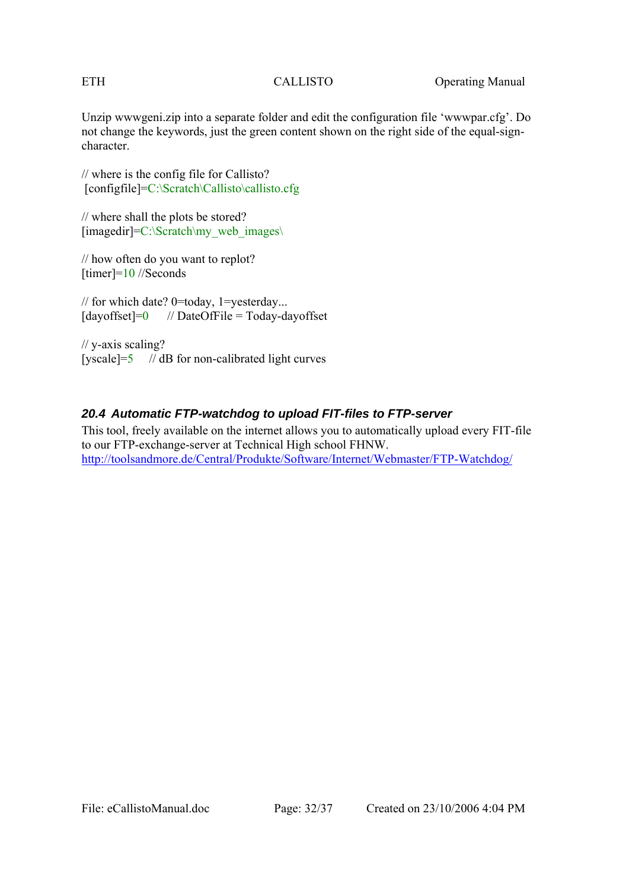Unzip wwwgeni.zip into a separate folder and edit the configuration file 'wwwpar.cfg'. Do not change the keywords, just the green content shown on the right side of the equal-sign-character.

```
// where is the config file for Callisto?
 [configfile]=C:\Scratch\Callisto\callisto.cfg

// where shall the plots be stored?
[imagedir]=C:\Scratch\my_web_images\

// how often do you want to replot?
[timer]=10 //Seconds

// for which date? 0=today, 1=yesterday...
[dayoffset]=0     // DateOfFile = Today-dayoffset

// y-axis scaling?
[yscale]=5     // dB for non-calibrated light curves
```

### *20.4 Automatic FTP-watchdog to upload FIT-files to FTP-server*

This tool, freely available on the internet allows you to automatically upload every FIT-file to our FTP-exchange-server at Technical High school FHNW.
http://toolsandmore.de/Central/Produkte/Software/Internet/Webmaster/FTP-Watchdog/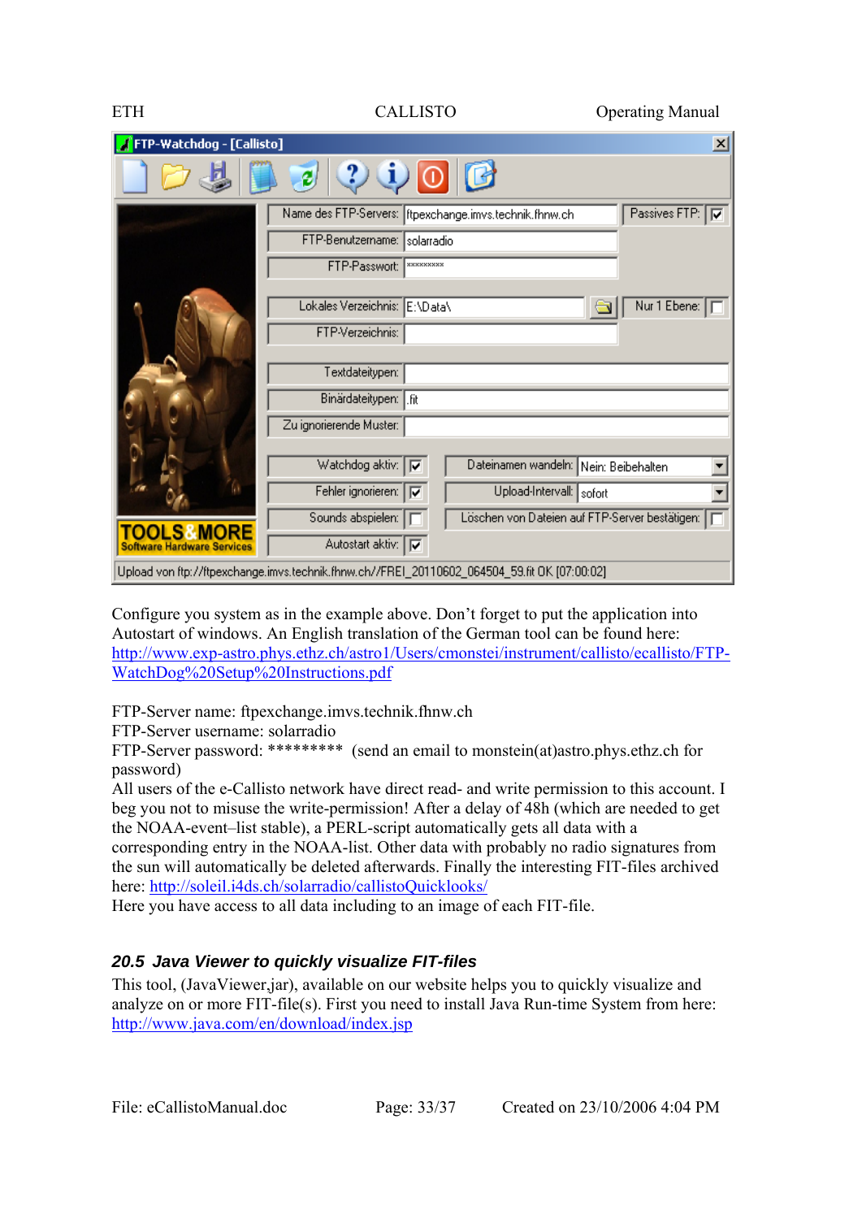FTP-Watchdog - [Callisto]

| | | | |
|---|---|---|---|
| Name des FTP-Servers: | ftpexchange.imvs.technik.fhnw.ch | Passives FTP: | ☑ |
| FTP-Benutzername: | solarradio | | |
| FTP-Passwort: | ********* | | |
| Lokales Verzeichnis: | E:\Data\ | Nur 1 Ebene: | ☐ |
| FTP-Verzeichnis: | | | |
| Textdateitypen: | | | |
| Binärdateitypen: | .fit | | |
| Zu ignorierende Muster: | | | |
| Watchdog aktiv: | ☑ | Dateinamen wandeln: | Nein: Beibehalten |
| Fehler ignorieren: | ☑ | Upload-Intervall: | sofort |
| Sounds abspielen: | ☐ | Löschen von Dateien auf FTP-Server bestätigen: | ☐ |
| Autostart aktiv: | ☑ | | |

TOOLS & MORE Software Hardware Services

Upload von ftp://ftpexchange.imvs.technik.fhnw.ch//FREI_20110602_064504_59.fit OK [07:00:02]

Configure you system as in the example above. Don't forget to put the application into Autostart of windows. An English translation of the German tool can be found here: http://www.exp-astro.phys.ethz.ch/astro1/Users/cmonstei/instrument/callisto/ecallisto/FTP-WatchDog%20Setup%20Instructions.pdf

FTP-Server name: ftpexchange.imvs.technik.fhnw.ch
FTP-Server username: solarradio
FTP-Server password: ********* (send an email to monstein(at)astro.phys.ethz.ch for password)
All users of the e-Callisto network have direct read- and write permission to this account. I beg you not to misuse the write-permission! After a delay of 48h (which are needed to get the NOAA-event–list stable), a PERL-script automatically gets all data with a corresponding entry in the NOAA-list. Other data with probably no radio signatures from the sun will automatically be deleted afterwards. Finally the interesting FIT-files archived here: http://soleil.i4ds.ch/solarradio/callistoQuicklooks/
Here you have access to all data including to an image of each FIT-file.

## *20.5 Java Viewer to quickly visualize FIT-files*

This tool, (JavaViewer,jar), available on our website helps you to quickly visualize and analyze on or more FIT-file(s). First you need to install Java Run-time System from here: http://www.java.com/en/download/index.jsp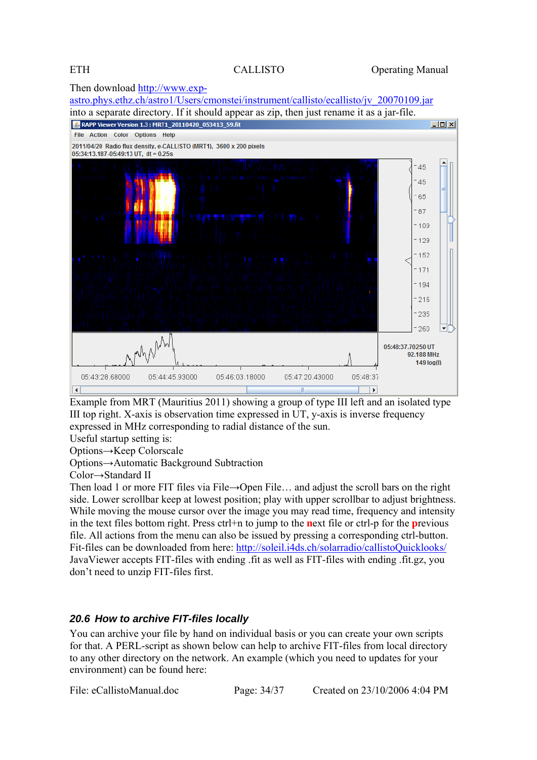Then download [http://www.exp-astro.phys.ethz.ch/astro1/Users/cmonstei/instrument/callisto/ecallisto/jv_20070109.jar](http://www.exp-astro.phys.ethz.ch/astro1/Users/cmonstei/instrument/callisto/ecallisto/jv_20070109.jar) into a separate directory. If it should appear as zip, then just rename it as a jar-file.

RAPP Viewer Version 1.3 : MRT1_20110420_053413_59.fit

File Action Color Options Help

2011/04/20 Radio flux density, e-CALLISTO (MRT1), 3600 x 200 pixels
05:34:13.187-05:49:13 UT, dt = 0.25s

45
45
65
87
109
129
152
171
194
216
235
260

05:48:37.70250 UT
92.188 MHz
149 log(I)

05:43:28.68000
05:44:45.93000
05:46:03.18000
05:47:20.43000
05:48:37

Example from MRT (Mauritius 2011) showing a group of type III left and an isolated type III top right. X-axis is observation time expressed in UT, y-axis is inverse frequency expressed in MHz corresponding to radial distance of the sun.

Useful startup setting is:
Options→Keep Colorscale
Options→Automatic Background Subtraction
Color→Standard II

Then load 1 or more FIT files via File→Open File… and adjust the scroll bars on the right side. Lower scrollbar keep at lowest position; play with upper scrollbar to adjust brightness. While moving the mouse cursor over the image you may read time, frequency and intensity in the text files bottom right. Press ctrl+n to jump to the **n**ext file or ctrl-p for the **p**revious file. All actions from the menu can also be issued by pressing a corresponding ctrl-button.
Fit-files can be downloaded from here: [http://soleil.i4ds.ch/solarradio/callistoQuicklooks/](http://soleil.i4ds.ch/solarradio/callistoQuicklooks/)
JavaViewer accepts FIT-files with ending .fit as well as FIT-files with ending .fit.gz, you don't need to unzip FIT-files first.

### *20.6 How to archive FIT-files locally*

You can archive your file by hand on individual basis or you can create your own scripts for that. A PERL-script as shown below can help to archive FIT-files from local directory to any other directory on the network. An example (which you need to updates for your environment) can be found here: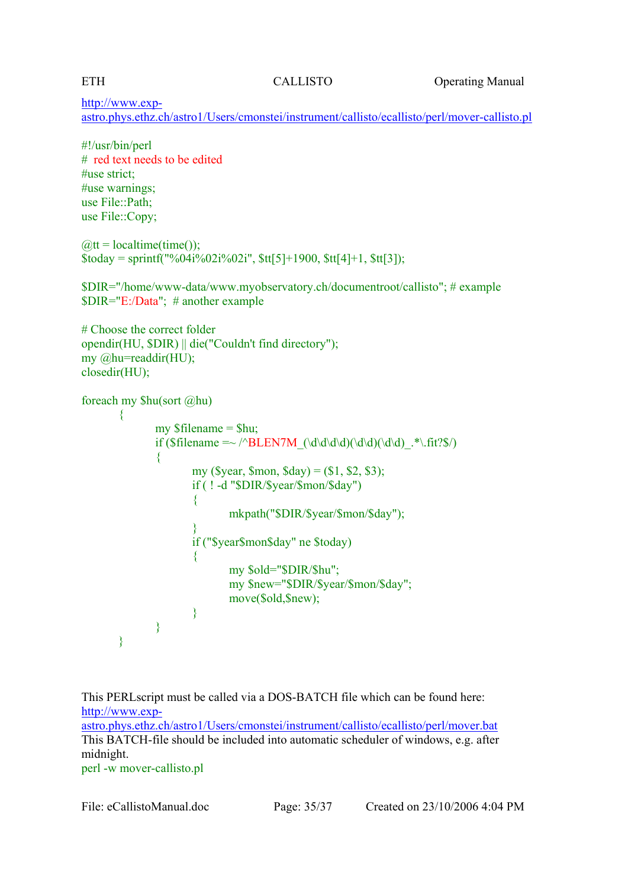http://www.exp-astro.phys.ethz.ch/astro1/Users/cmonstei/instrument/callisto/ecallisto/perl/mover-callisto.pl

```
#!/usr/bin/perl
#  red text needs to be edited
#use strict;
#use warnings;
use File::Path;
use File::Copy;

@tt = localtime(time());
$today = sprintf("%04i%02i%02i", $tt[5]+1900, $tt[4]+1, $tt[3]);

$DIR="/home/www-data/www.myobservatory.ch/documentroot/callisto"; # example
$DIR="E:/Data";  # another example

# Choose the correct folder
opendir(HU, $DIR) || die("Couldn't find directory");
my @hu=readdir(HU);
closedir(HU);

foreach my $hu(sort @hu)
        {
                my $filename = $hu;
                if ($filename =~ /^BLEN7M_(\d\d\d\d)(\d\d)(\d\d)_.*\.fit?$/)
                {
                        my ($year, $mon, $day) = ($1, $2, $3);
                        if ( ! -d "$DIR/$year/$mon/$day")
                        {
                                mkpath("$DIR/$year/$mon/$day");
                        }
                        if ("$year$mon$day" ne $today)
                        {
                                my $old="$DIR/$hu";
                                my $new="$DIR/$year/$mon/$day";
                                move($old,$new);
                        }
                }
        }
```

This PERLscript must be called via a DOS-BATCH file which can be found here:
http://www.exp-astro.phys.ethz.ch/astro1/Users/cmonstei/instrument/callisto/ecallisto/perl/mover.bat
This BATCH-file should be included into automatic scheduler of windows, e.g. after midnight.

```
perl -w mover-callisto.pl
```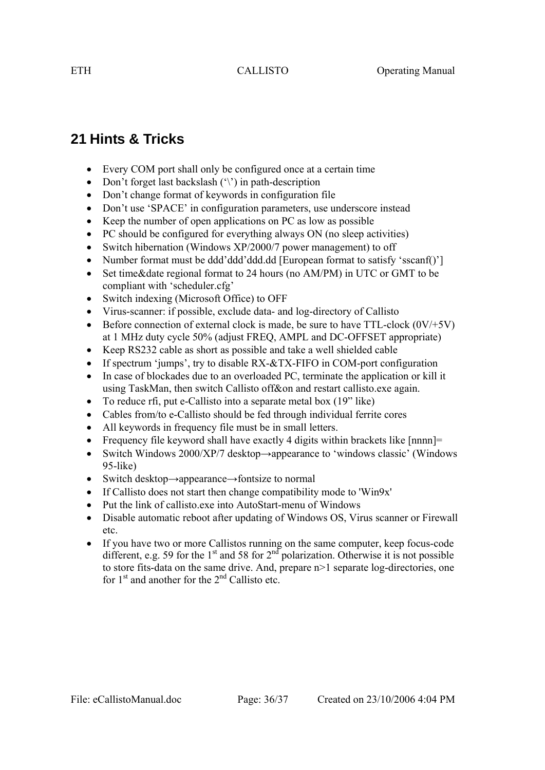# 21 Hints & Tricks

- Every COM port shall only be configured once at a certain time
- Don't forget last backslash ('\') in path-description
- Don't change format of keywords in configuration file
- Don't use 'SPACE' in configuration parameters, use underscore instead
- Keep the number of open applications on PC as low as possible
- PC should be configured for everything always ON (no sleep activities)
- Switch hibernation (Windows XP/2000/7 power management) to off
- Number format must be ddd'ddd'ddd.dd [European format to satisfy 'sscanf()']
- Set time&date regional format to 24 hours (no AM/PM) in UTC or GMT to be compliant with 'scheduler.cfg'
- Switch indexing (Microsoft Office) to OFF
- Virus-scanner: if possible, exclude data- and log-directory of Callisto
- Before connection of external clock is made, be sure to have TTL-clock (0V/+5V) at 1 MHz duty cycle 50% (adjust FREQ, AMPL and DC-OFFSET appropriate)
- Keep RS232 cable as short as possible and take a well shielded cable
- If spectrum 'jumps', try to disable RX-&TX-FIFO in COM-port configuration
- In case of blockades due to an overloaded PC, terminate the application or kill it using TaskMan, then switch Callisto off&on and restart callisto.exe again.
- To reduce rfi, put e-Callisto into a separate metal box (19" like)
- Cables from/to e-Callisto should be fed through individual ferrite cores
- All keywords in frequency file must be in small letters.
- Frequency file keyword shall have exactly 4 digits within brackets like [nnnn]=
- Switch Windows 2000/XP/7 desktop→appearance to 'windows classic' (Windows 95-like)
- Switch desktop→appearance→fontsize to normal
- If Callisto does not start then change compatibility mode to 'Win9x'
- Put the link of callisto.exe into AutoStart-menu of Windows
- Disable automatic reboot after updating of Windows OS, Virus scanner or Firewall etc.
- If you have two or more Callistos running on the same computer, keep focus-code different, e.g. 59 for the 1st and 58 for 2nd polarization. Otherwise it is not possible to store fits-data on the same drive. And, prepare n>1 separate log-directories, one for 1st and another for the 2nd Callisto etc.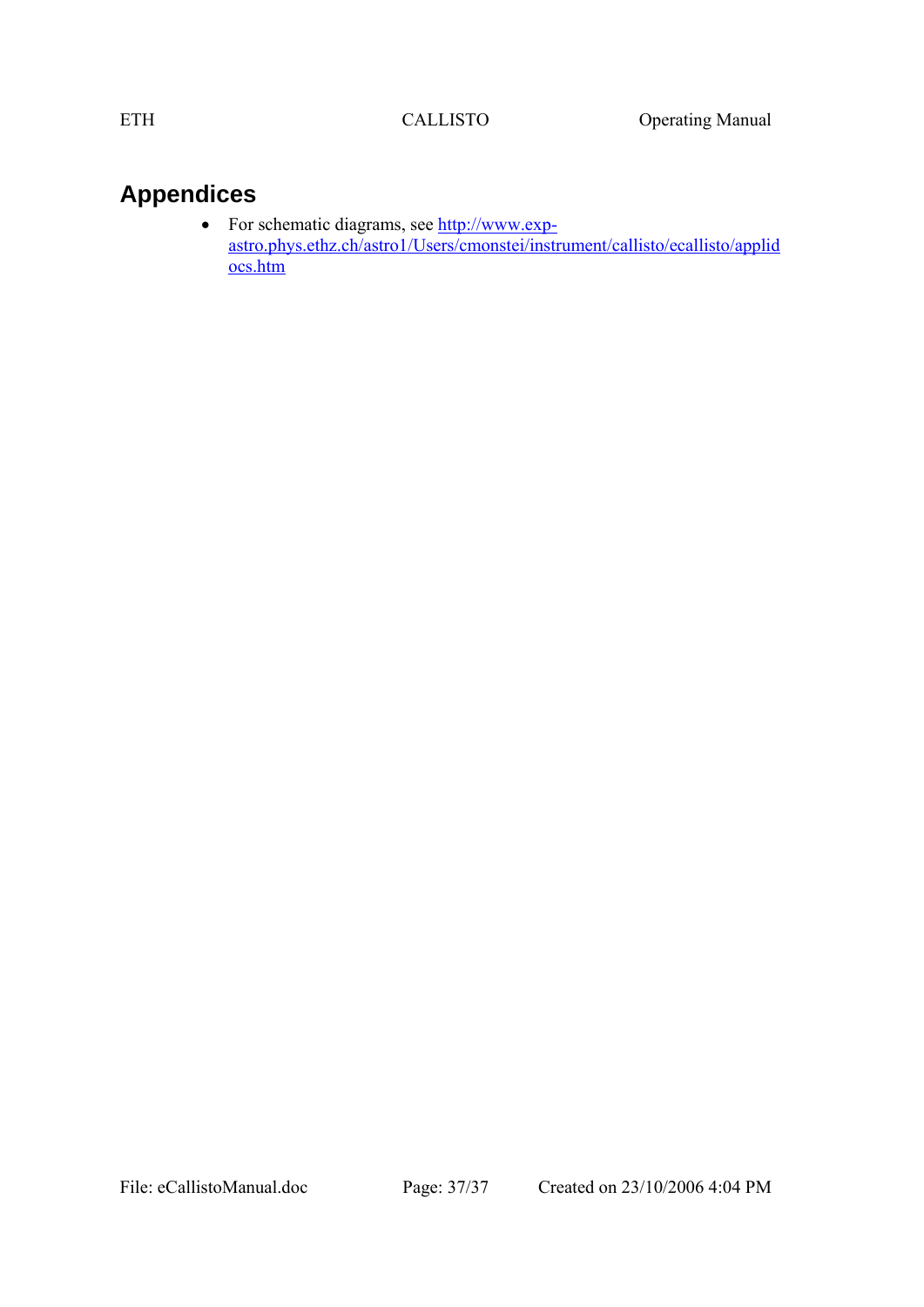## Appendices

- For schematic diagrams, see http://www.exp-astro.phys.ethz.ch/astro1/Users/cmonstei/instrument/callisto/ecallisto/applidocs.htm